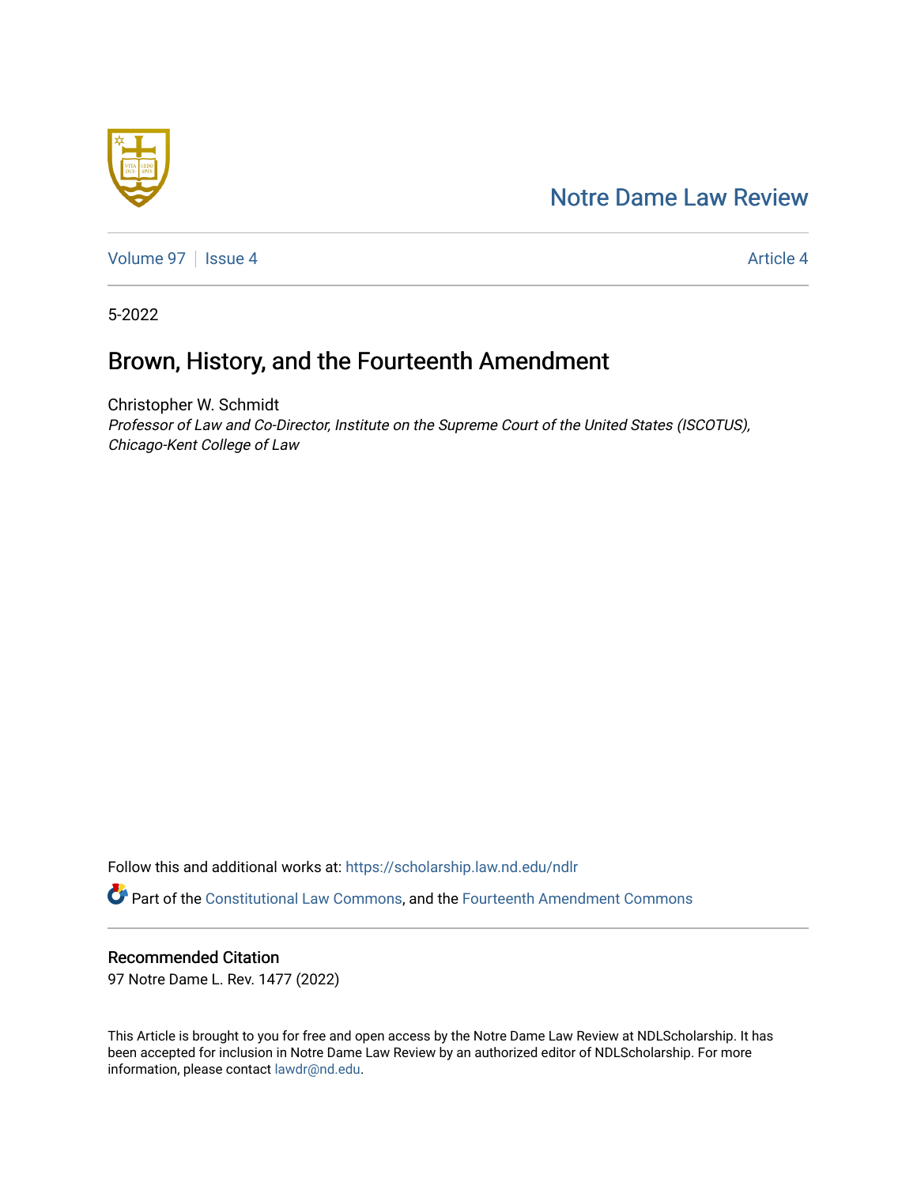Notre Dame Law Review

Volume 97 | Issue 4 | Article 4

5-2022

# Brown, History, and the Fourteenth Amendment

Christopher W. Schmidt

*Professor of Law and Co-Director, Institute on the Supreme Court of the United States (ISCOTUS), Chicago-Kent College of Law*

Follow this and additional works at: https://scholarship.law.nd.edu/ndlr

Part of the Constitutional Law Commons, and the Fourteenth Amendment Commons

## Recommended Citation

97 Notre Dame L. Rev. 1477 (2022)

This Article is brought to you for free and open access by the Notre Dame Law Review at NDLScholarship. It has been accepted for inclusion in Notre Dame Law Review by an authorized editor of NDLScholarship. For more information, please contact lawdr@nd.edu.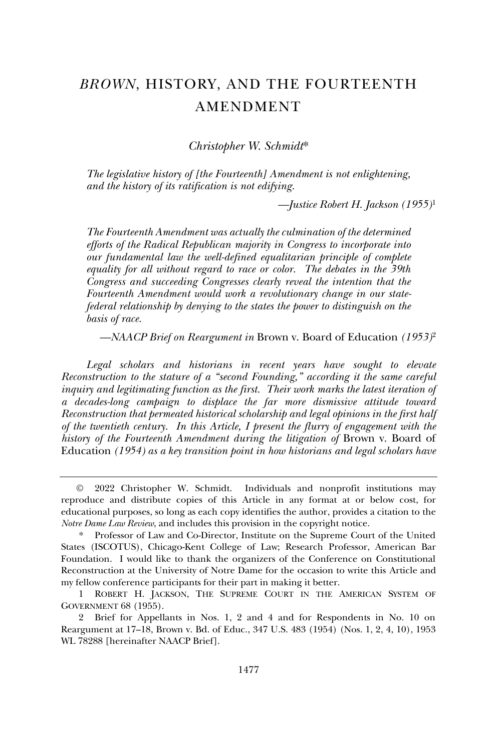# *BROWN*, HISTORY, AND THE FOURTEENTH AMENDMENT

*Christopher W. Schmidt\**

> *The legislative history of [the Fourteenth] Amendment is not enlightening, and the history of its ratification is not edifying.*
>
> —*Justice Robert H. Jackson (1955)*[1]

> *The Fourteenth Amendment was actually the culmination of the determined efforts of the Radical Republican majority in Congress to incorporate into our fundamental law the well-defined equalitarian principle of complete equality for all without regard to race or color. The debates in the 39th Congress and succeeding Congresses clearly reveal the intention that the Fourteenth Amendment would work a revolutionary change in our state-federal relationship by denying to the states the power to distinguish on the basis of race.*
>
> —*NAACP Brief on Reargument in* Brown v. Board of Education *(1953)*[2]

*Legal scholars and historians in recent years have sought to elevate Reconstruction to the stature of a "second Founding," according it the same careful inquiry and legitimating function as the first. Their work marks the latest iteration of a decades-long campaign to displace the far more dismissive attitude toward Reconstruction that permeated historical scholarship and legal opinions in the first half of the twentieth century. In this Article, I present the flurry of engagement with the history of the Fourteenth Amendment during the litigation of* Brown v. Board of Education *(1954) as a key transition point in how historians and legal scholars have*

---

© 2022 Christopher W. Schmidt. Individuals and nonprofit institutions may reproduce and distribute copies of this Article in any format at or below cost, for educational purposes, so long as each copy identifies the author, provides a citation to the *Notre Dame Law Review*, and includes this provision in the copyright notice.

\* Professor of Law and Co-Director, Institute on the Supreme Court of the United States (ISCOTUS), Chicago-Kent College of Law; Research Professor, American Bar Foundation. I would like to thank the organizers of the Conference on Constitutional Reconstruction at the University of Notre Dame for the occasion to write this Article and my fellow conference participants for their part in making it better.

1 ROBERT H. JACKSON, THE SUPREME COURT IN THE AMERICAN SYSTEM OF GOVERNMENT 68 (1955).

2 Brief for Appellants in Nos. 1, 2 and 4 and for Respondents in No. 10 on Reargument at 17–18, Brown v. Bd. of Educ., 347 U.S. 483 (1954) (Nos. 1, 2, 4, 10), 1953 WL 78288 [hereinafter NAACP Brief].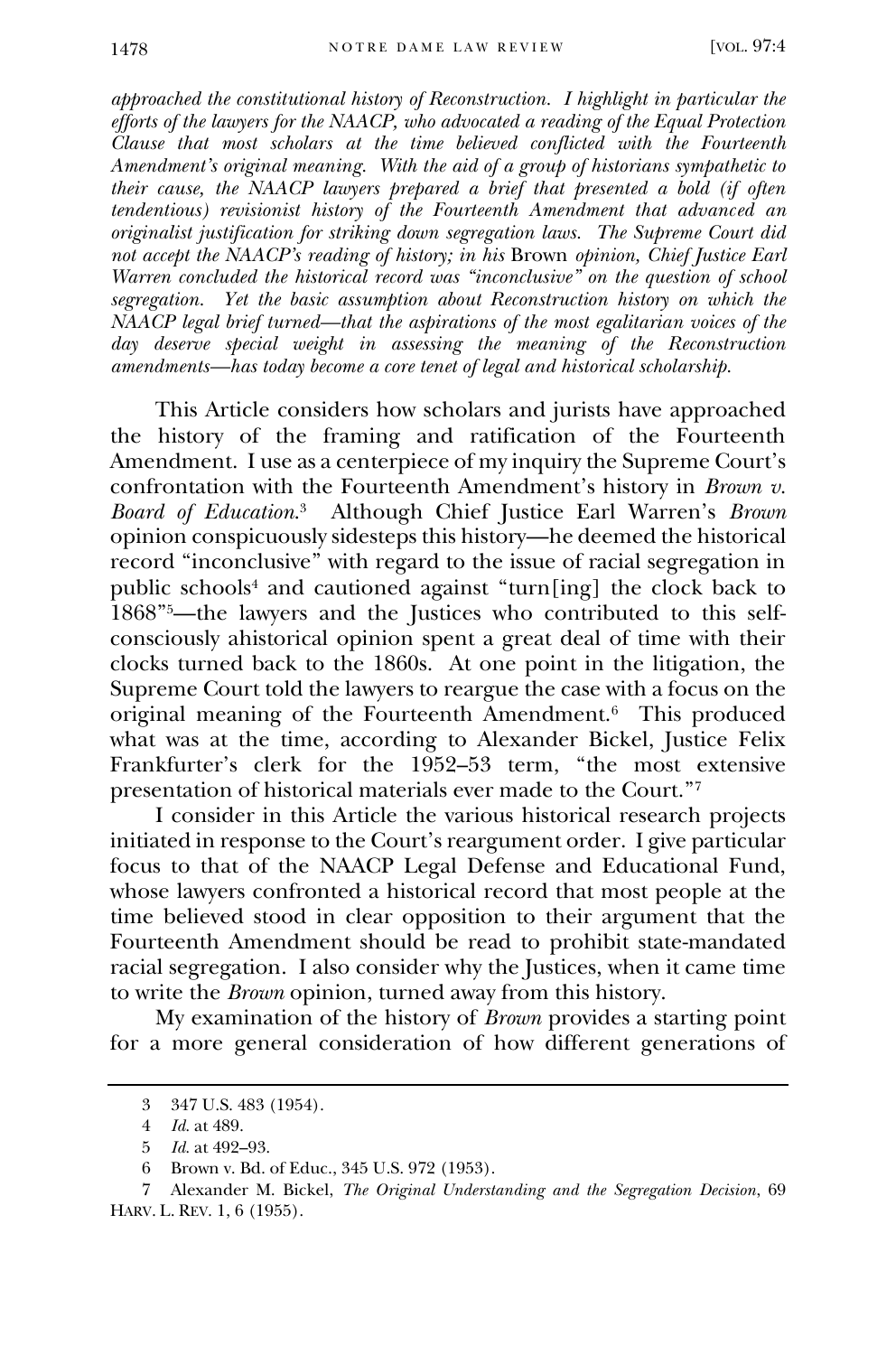*approached the constitutional history of Reconstruction. I highlight in particular the efforts of the lawyers for the NAACP, who advocated a reading of the Equal Protection Clause that most scholars at the time believed conflicted with the Fourteenth Amendment's original meaning. With the aid of a group of historians sympathetic to their cause, the NAACP lawyers prepared a brief that presented a bold (if often tendentious) revisionist history of the Fourteenth Amendment that advanced an originalist justification for striking down segregation laws. The Supreme Court did not accept the NAACP's reading of history; in his* Brown *opinion, Chief Justice Earl Warren concluded the historical record was "inconclusive" on the question of school segregation. Yet the basic assumption about Reconstruction history on which the NAACP legal brief turned—that the aspirations of the most egalitarian voices of the day deserve special weight in assessing the meaning of the Reconstruction amendments—has today become a core tenet of legal and historical scholarship.*

This Article considers how scholars and jurists have approached the history of the framing and ratification of the Fourteenth Amendment. I use as a centerpiece of my inquiry the Supreme Court's confrontation with the Fourteenth Amendment's history in *Brown v. Board of Education*.[3] Although Chief Justice Earl Warren's *Brown* opinion conspicuously sidesteps this history—he deemed the historical record "inconclusive" with regard to the issue of racial segregation in public schools[4] and cautioned against "turn[ing] the clock back to 1868"[5]—the lawyers and the Justices who contributed to this self-consciously ahistorical opinion spent a great deal of time with their clocks turned back to the 1860s. At one point in the litigation, the Supreme Court told the lawyers to reargue the case with a focus on the original meaning of the Fourteenth Amendment.[6] This produced what was at the time, according to Alexander Bickel, Justice Felix Frankfurter's clerk for the 1952–53 term, "the most extensive presentation of historical materials ever made to the Court."[7]

I consider in this Article the various historical research projects initiated in response to the Court's reargument order. I give particular focus to that of the NAACP Legal Defense and Educational Fund, whose lawyers confronted a historical record that most people at the time believed stood in clear opposition to their argument that the Fourteenth Amendment should be read to prohibit state-mandated racial segregation. I also consider why the Justices, when it came time to write the *Brown* opinion, turned away from this history.

My examination of the history of *Brown* provides a starting point for a more general consideration of how different generations of

---

3 347 U.S. 483 (1954).

4 *Id.* at 489.

5 *Id.* at 492–93.

6 Brown v. Bd. of Educ., 345 U.S. 972 (1953).

7 Alexander M. Bickel, *The Original Understanding and the Segregation Decision*, 69 HARV. L. REV. 1, 6 (1955).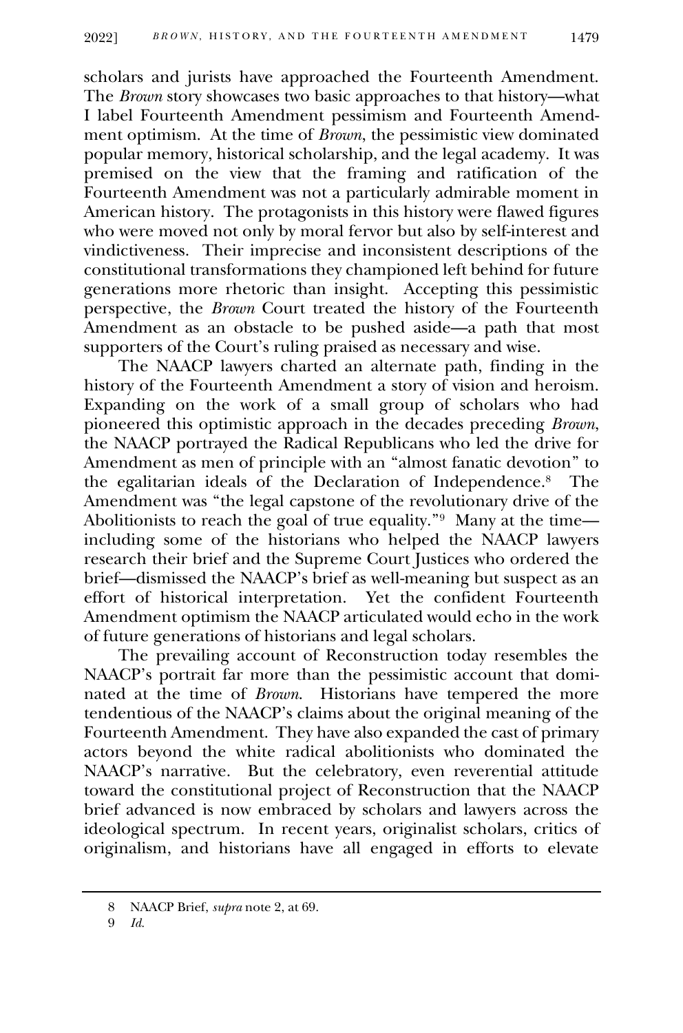scholars and jurists have approached the Fourteenth Amendment. The *Brown* story showcases two basic approaches to that history—what I label Fourteenth Amendment pessimism and Fourteenth Amendment optimism. At the time of *Brown*, the pessimistic view dominated popular memory, historical scholarship, and the legal academy. It was premised on the view that the framing and ratification of the Fourteenth Amendment was not a particularly admirable moment in American history. The protagonists in this history were flawed figures who were moved not only by moral fervor but also by self-interest and vindictiveness. Their imprecise and inconsistent descriptions of the constitutional transformations they championed left behind for future generations more rhetoric than insight. Accepting this pessimistic perspective, the *Brown* Court treated the history of the Fourteenth Amendment as an obstacle to be pushed aside—a path that most supporters of the Court's ruling praised as necessary and wise.

The NAACP lawyers charted an alternate path, finding in the history of the Fourteenth Amendment a story of vision and heroism. Expanding on the work of a small group of scholars who had pioneered this optimistic approach in the decades preceding *Brown*, the NAACP portrayed the Radical Republicans who led the drive for Amendment as men of principle with an "almost fanatic devotion" to the egalitarian ideals of the Declaration of Independence.[8] The Amendment was "the legal capstone of the revolutionary drive of the Abolitionists to reach the goal of true equality."[9] Many at the time—including some of the historians who helped the NAACP lawyers research their brief and the Supreme Court Justices who ordered the brief—dismissed the NAACP's brief as well-meaning but suspect as an effort of historical interpretation. Yet the confident Fourteenth Amendment optimism the NAACP articulated would echo in the work of future generations of historians and legal scholars.

The prevailing account of Reconstruction today resembles the NAACP's portrait far more than the pessimistic account that dominated at the time of *Brown*. Historians have tempered the more tendentious of the NAACP's claims about the original meaning of the Fourteenth Amendment. They have also expanded the cast of primary actors beyond the white radical abolitionists who dominated the NAACP's narrative. But the celebratory, even reverential attitude toward the constitutional project of Reconstruction that the NAACP brief advanced is now embraced by scholars and lawyers across the ideological spectrum. In recent years, originalist scholars, critics of originalism, and historians have all engaged in efforts to elevate

---

8 NAACP Brief, *supra* note 2, at 69.

9 *Id.*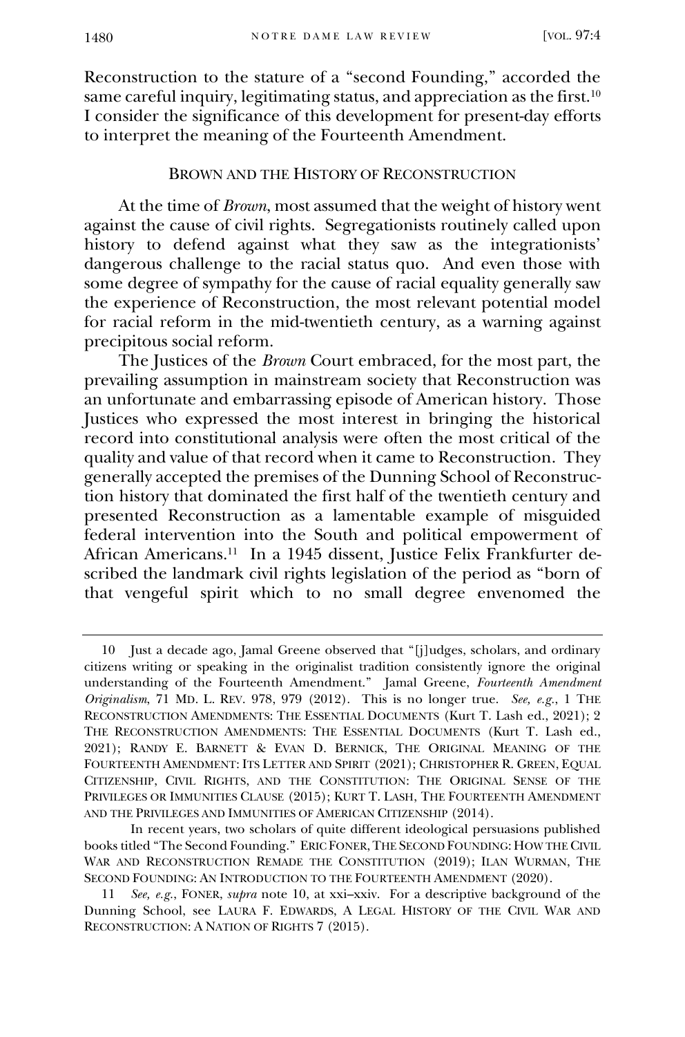Reconstruction to the stature of a "second Founding," accorded the same careful inquiry, legitimating status, and appreciation as the first.[10] I consider the significance of this development for present-day efforts to interpret the meaning of the Fourteenth Amendment.

## BROWN AND THE HISTORY OF RECONSTRUCTION

At the time of *Brown*, most assumed that the weight of history went against the cause of civil rights. Segregationists routinely called upon history to defend against what they saw as the integrationists' dangerous challenge to the racial status quo. And even those with some degree of sympathy for the cause of racial equality generally saw the experience of Reconstruction, the most relevant potential model for racial reform in the mid-twentieth century, as a warning against precipitous social reform.

The Justices of the *Brown* Court embraced, for the most part, the prevailing assumption in mainstream society that Reconstruction was an unfortunate and embarrassing episode of American history. Those Justices who expressed the most interest in bringing the historical record into constitutional analysis were often the most critical of the quality and value of that record when it came to Reconstruction. They generally accepted the premises of the Dunning School of Reconstruction history that dominated the first half of the twentieth century and presented Reconstruction as a lamentable example of misguided federal intervention into the South and political empowerment of African Americans.[11] In a 1945 dissent, Justice Felix Frankfurter described the landmark civil rights legislation of the period as "born of that vengeful spirit which to no small degree envenomed the

---

10 Just a decade ago, Jamal Greene observed that "[j]udges, scholars, and ordinary citizens writing or speaking in the originalist tradition consistently ignore the original understanding of the Fourteenth Amendment." Jamal Greene, *Fourteenth Amendment Originalism*, 71 MD. L. REV. 978, 979 (2012). This is no longer true. *See, e.g.*, 1 THE RECONSTRUCTION AMENDMENTS: THE ESSENTIAL DOCUMENTS (Kurt T. Lash ed., 2021); 2 THE RECONSTRUCTION AMENDMENTS: THE ESSENTIAL DOCUMENTS (Kurt T. Lash ed., 2021); RANDY E. BARNETT & EVAN D. BERNICK, THE ORIGINAL MEANING OF THE FOURTEENTH AMENDMENT: ITS LETTER AND SPIRIT (2021); CHRISTOPHER R. GREEN, EQUAL CITIZENSHIP, CIVIL RIGHTS, AND THE CONSTITUTION: THE ORIGINAL SENSE OF THE PRIVILEGES OR IMMUNITIES CLAUSE (2015); KURT T. LASH, THE FOURTEENTH AMENDMENT AND THE PRIVILEGES AND IMMUNITIES OF AMERICAN CITIZENSHIP (2014).

In recent years, two scholars of quite different ideological persuasions published books titled "The Second Founding." ERIC FONER, THE SECOND FOUNDING: HOW THE CIVIL WAR AND RECONSTRUCTION REMADE THE CONSTITUTION (2019); ILAN WURMAN, THE SECOND FOUNDING: AN INTRODUCTION TO THE FOURTEENTH AMENDMENT (2020).

11 *See, e.g.*, FONER, *supra* note 10, at xxi–xxiv. For a descriptive background of the Dunning School, see LAURA F. EDWARDS, A LEGAL HISTORY OF THE CIVIL WAR AND RECONSTRUCTION: A NATION OF RIGHTS 7 (2015).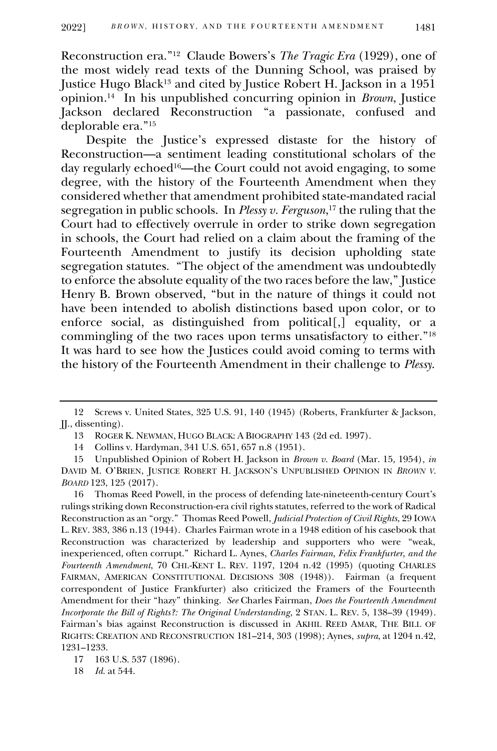Reconstruction era."[12] Claude Bowers's *The Tragic Era* (1929), one of the most widely read texts of the Dunning School, was praised by Justice Hugo Black[13] and cited by Justice Robert H. Jackson in a 1951 opinion.[14] In his unpublished concurring opinion in *Brown*, Justice Jackson declared Reconstruction "a passionate, confused and deplorable era."[15]

Despite the Justice's expressed distaste for the history of Reconstruction—a sentiment leading constitutional scholars of the day regularly echoed[16]—the Court could not avoid engaging, to some degree, with the history of the Fourteenth Amendment when they considered whether that amendment prohibited state-mandated racial segregation in public schools. In *Plessy v. Ferguson*,[17] the ruling that the Court had to effectively overrule in order to strike down segregation in schools, the Court had relied on a claim about the framing of the Fourteenth Amendment to justify its decision upholding state segregation statutes. "The object of the amendment was undoubtedly to enforce the absolute equality of the two races before the law," Justice Henry B. Brown observed, "but in the nature of things it could not have been intended to abolish distinctions based upon color, or to enforce social, as distinguished from political[,] equality, or a commingling of the two races upon terms unsatisfactory to either."[18] It was hard to see how the Justices could avoid coming to terms with the history of the Fourteenth Amendment in their challenge to *Plessy*.

---

12 Screws v. United States, 325 U.S. 91, 140 (1945) (Roberts, Frankfurter & Jackson, JJ., dissenting).

13 ROGER K. NEWMAN, HUGO BLACK: A BIOGRAPHY 143 (2d ed. 1997).

14 Collins v. Hardyman, 341 U.S. 651, 657 n.8 (1951).

15 Unpublished Opinion of Robert H. Jackson in *Brown v. Board* (Mar. 15, 1954), *in* DAVID M. O'BRIEN, JUSTICE ROBERT H. JACKSON'S UNPUBLISHED OPINION IN *BROWN V. BOARD* 123, 125 (2017).

16 Thomas Reed Powell, in the process of defending late-nineteenth-century Court's rulings striking down Reconstruction-era civil rights statutes, referred to the work of Radical Reconstruction as an "orgy." Thomas Reed Powell, *Judicial Protection of Civil Rights*, 29 IOWA L. REV. 383, 386 n.13 (1944). Charles Fairman wrote in a 1948 edition of his casebook that Reconstruction was characterized by leadership and supporters who were "weak, inexperienced, often corrupt." Richard L. Aynes, *Charles Fairman, Felix Frankfurter, and the Fourteenth Amendment*, 70 CHI.-KENT L. REV. 1197, 1204 n.42 (1995) (quoting CHARLES FAIRMAN, AMERICAN CONSTITUTIONAL DECISIONS 308 (1948)). Fairman (a frequent correspondent of Justice Frankfurter) also criticized the Framers of the Fourteenth Amendment for their "hazy" thinking. *See* Charles Fairman, *Does the Fourteenth Amendment Incorporate the Bill of Rights?: The Original Understanding*, 2 STAN. L. REV. 5, 138–39 (1949). Fairman's bias against Reconstruction is discussed in AKHIL REED AMAR, THE BILL OF RIGHTS: CREATION AND RECONSTRUCTION 181–214, 303 (1998); Aynes, *supra*, at 1204 n.42, 1231–1233.

17 163 U.S. 537 (1896).

18 *Id.* at 544.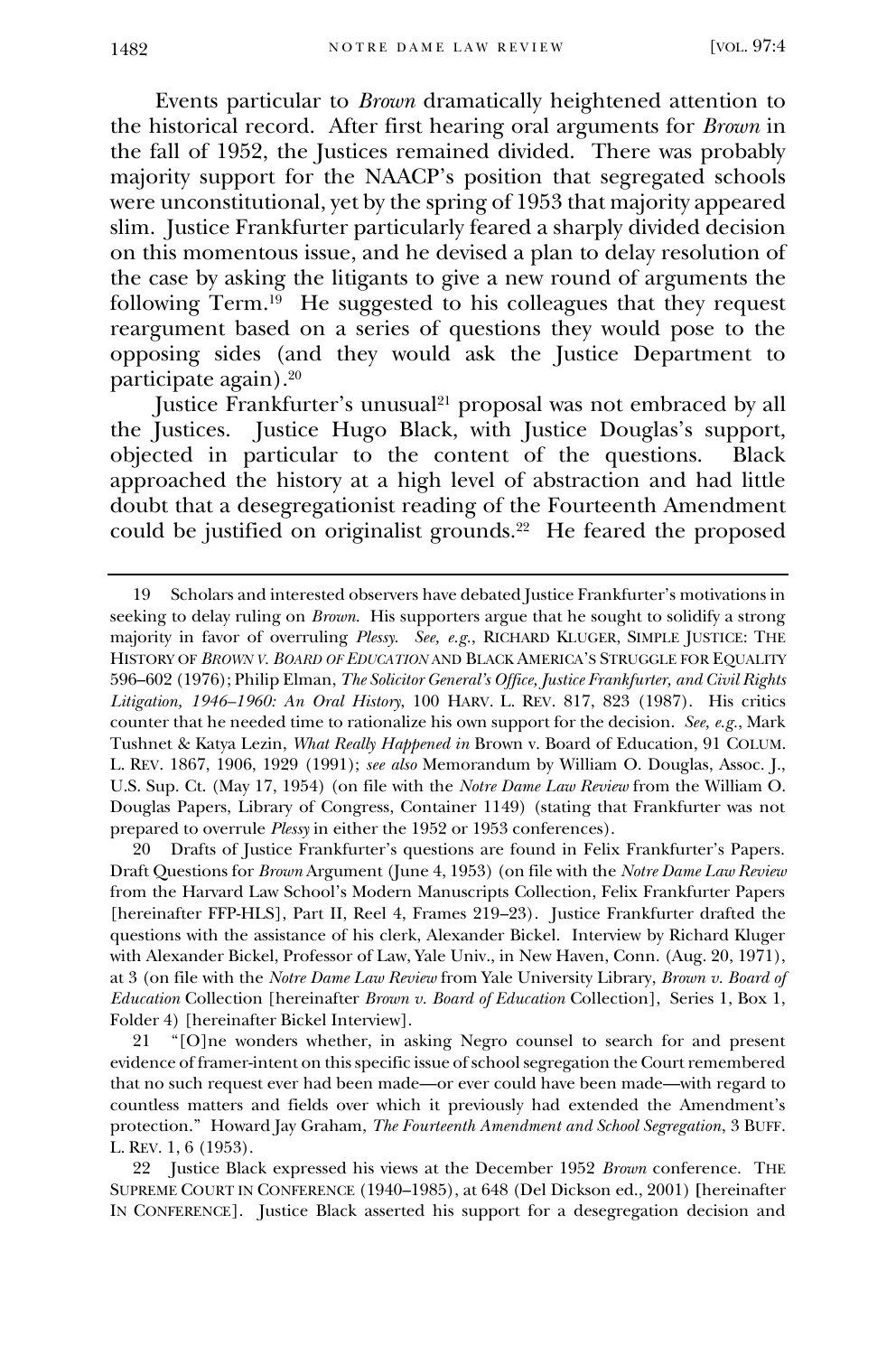Events particular to *Brown* dramatically heightened attention to the historical record. After first hearing oral arguments for *Brown* in the fall of 1952, the Justices remained divided. There was probably majority support for the NAACP's position that segregated schools were unconstitutional, yet by the spring of 1953 that majority appeared slim. Justice Frankfurter particularly feared a sharply divided decision on this momentous issue, and he devised a plan to delay resolution of the case by asking the litigants to give a new round of arguments the following Term.[19] He suggested to his colleagues that they request reargument based on a series of questions they would pose to the opposing sides (and they would ask the Justice Department to participate again).[20]

Justice Frankfurter's unusual[21] proposal was not embraced by all the Justices. Justice Hugo Black, with Justice Douglas's support, objected in particular to the content of the questions. Black approached the history at a high level of abstraction and had little doubt that a desegregationist reading of the Fourteenth Amendment could be justified on originalist grounds.[22] He feared the proposed

---

19 Scholars and interested observers have debated Justice Frankfurter's motivations in seeking to delay ruling on *Brown*. His supporters argue that he sought to solidify a strong majority in favor of overruling *Plessy*. *See, e.g.*, RICHARD KLUGER, SIMPLE JUSTICE: THE HISTORY OF *BROWN V. BOARD OF EDUCATION* AND BLACK AMERICA'S STRUGGLE FOR EQUALITY 596–602 (1976); Philip Elman, *The Solicitor General's Office, Justice Frankfurter, and Civil Rights Litigation, 1946–1960: An Oral History*, 100 HARV. L. REV. 817, 823 (1987). His critics counter that he needed time to rationalize his own support for the decision. *See, e.g.*, Mark Tushnet & Katya Lezin, *What Really Happened in* Brown v. Board of Education, 91 COLUM. L. REV. 1867, 1906, 1929 (1991); *see also* Memorandum by William O. Douglas, Assoc. J., U.S. Sup. Ct. (May 17, 1954) (on file with the *Notre Dame Law Review* from the William O. Douglas Papers, Library of Congress, Container 1149) (stating that Frankfurter was not prepared to overrule *Plessy* in either the 1952 or 1953 conferences).

20 Drafts of Justice Frankfurter's questions are found in Felix Frankfurter's Papers. Draft Questions for *Brown* Argument (June 4, 1953) (on file with the *Notre Dame Law Review* from the Harvard Law School's Modern Manuscripts Collection, Felix Frankfurter Papers [hereinafter FFP-HLS], Part II, Reel 4, Frames 219–23). Justice Frankfurter drafted the questions with the assistance of his clerk, Alexander Bickel. Interview by Richard Kluger with Alexander Bickel, Professor of Law, Yale Univ., in New Haven, Conn. (Aug. 20, 1971), at 3 (on file with the *Notre Dame Law Review* from Yale University Library, *Brown v. Board of Education* Collection [hereinafter *Brown v. Board of Education* Collection], Series 1, Box 1, Folder 4) [hereinafter Bickel Interview].

21 "[O]ne wonders whether, in asking Negro counsel to search for and present evidence of framer-intent on this specific issue of school segregation the Court remembered that no such request ever had been made—or ever could have been made—with regard to countless matters and fields over which it previously had extended the Amendment's protection." Howard Jay Graham, *The Fourteenth Amendment and School Segregation*, 3 BUFF. L. REV. 1, 6 (1953).

22 Justice Black expressed his views at the December 1952 *Brown* conference. THE SUPREME COURT IN CONFERENCE (1940–1985), at 648 (Del Dickson ed., 2001) [hereinafter IN CONFERENCE]. Justice Black asserted his support for a desegregation decision and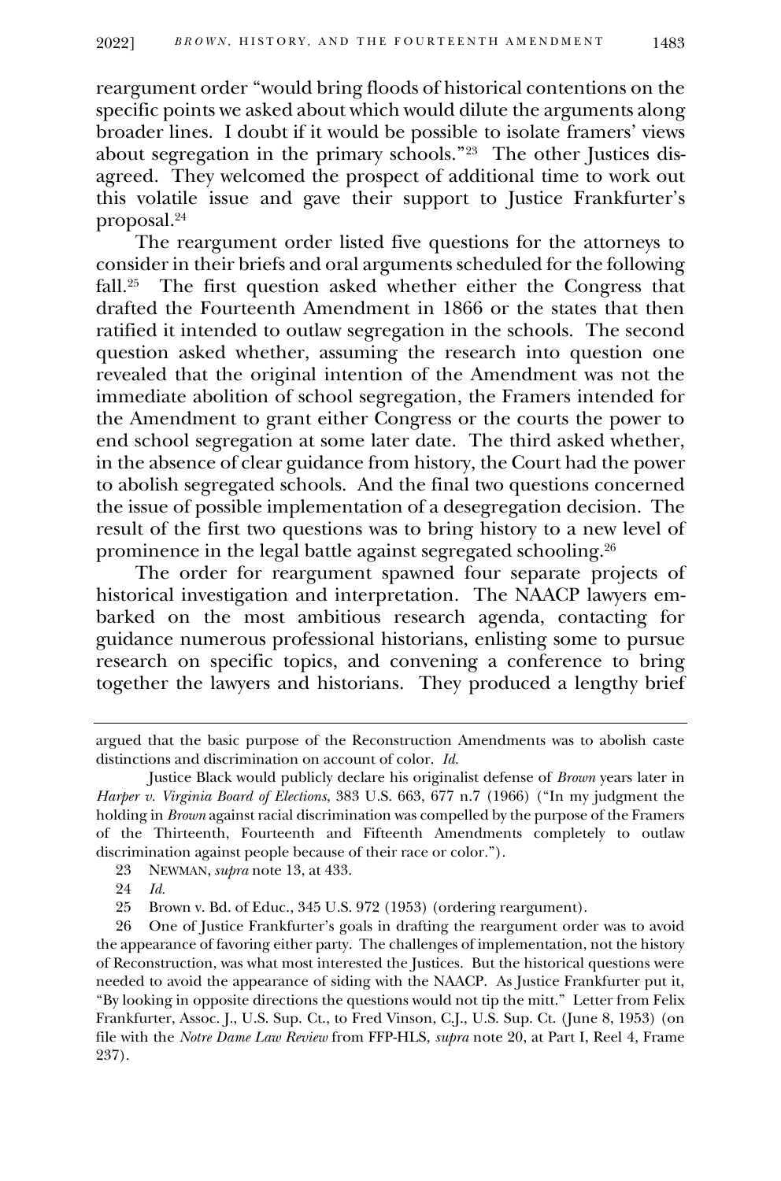reargument order "would bring floods of historical contentions on the specific points we asked about which would dilute the arguments along broader lines. I doubt if it would be possible to isolate framers' views about segregation in the primary schools."[23] The other Justices disagreed. They welcomed the prospect of additional time to work out this volatile issue and gave their support to Justice Frankfurter's proposal.[24]

The reargument order listed five questions for the attorneys to consider in their briefs and oral arguments scheduled for the following fall.[25] The first question asked whether either the Congress that drafted the Fourteenth Amendment in 1866 or the states that then ratified it intended to outlaw segregation in the schools. The second question asked whether, assuming the research into question one revealed that the original intention of the Amendment was not the immediate abolition of school segregation, the Framers intended for the Amendment to grant either Congress or the courts the power to end school segregation at some later date. The third asked whether, in the absence of clear guidance from history, the Court had the power to abolish segregated schools. And the final two questions concerned the issue of possible implementation of a desegregation decision. The result of the first two questions was to bring history to a new level of prominence in the legal battle against segregated schooling.[26]

The order for reargument spawned four separate projects of historical investigation and interpretation. The NAACP lawyers embarked on the most ambitious research agenda, contacting for guidance numerous professional historians, enlisting some to pursue research on specific topics, and convening a conference to bring together the lawyers and historians. They produced a lengthy brief

---

argued that the basic purpose of the Reconstruction Amendments was to abolish caste distinctions and discrimination on account of color. *Id.*

Justice Black would publicly declare his originalist defense of *Brown* years later in *Harper v. Virginia Board of Elections*, 383 U.S. 663, 677 n.7 (1966) ("In my judgment the holding in *Brown* against racial discrimination was compelled by the purpose of the Framers of the Thirteenth, Fourteenth and Fifteenth Amendments completely to outlaw discrimination against people because of their race or color.").

23 NEWMAN, *supra* note 13, at 433.

24 *Id.*

25 Brown v. Bd. of Educ., 345 U.S. 972 (1953) (ordering reargument).

26 One of Justice Frankfurter's goals in drafting the reargument order was to avoid the appearance of favoring either party. The challenges of implementation, not the history of Reconstruction, was what most interested the Justices. But the historical questions were needed to avoid the appearance of siding with the NAACP. As Justice Frankfurter put it, "By looking in opposite directions the questions would not tip the mitt." Letter from Felix Frankfurter, Assoc. J., U.S. Sup. Ct., to Fred Vinson, C.J., U.S. Sup. Ct. (June 8, 1953) (on file with the *Notre Dame Law Review* from FFP-HLS, *supra* note 20, at Part I, Reel 4, Frame 237).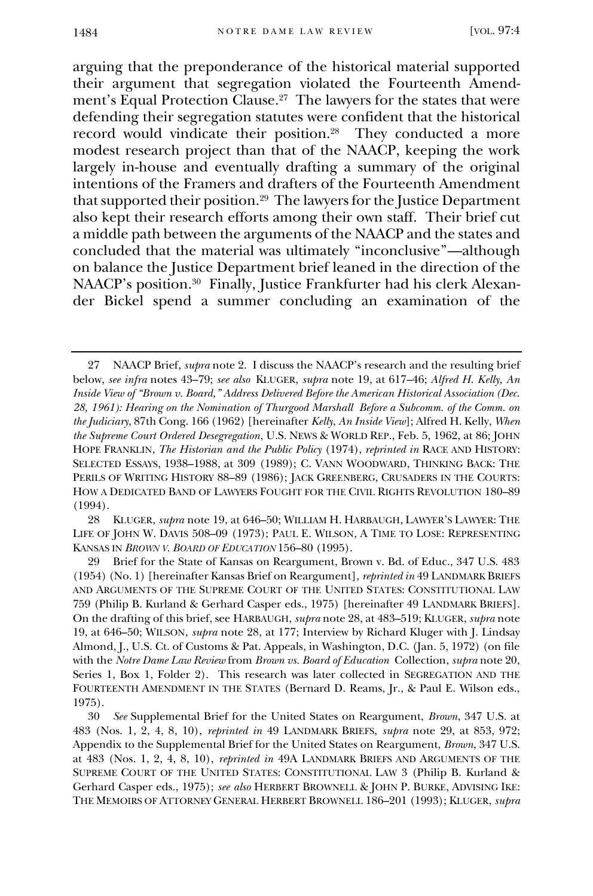arguing that the preponderance of the historical material supported their argument that segregation violated the Fourteenth Amendment's Equal Protection Clause.[27] The lawyers for the states that were defending their segregation statutes were confident that the historical record would vindicate their position.[28] They conducted a more modest research project than that of the NAACP, keeping the work largely in-house and eventually drafting a summary of the original intentions of the Framers and drafters of the Fourteenth Amendment that supported their position.[29] The lawyers for the Justice Department also kept their research efforts among their own staff. Their brief cut a middle path between the arguments of the NAACP and the states and concluded that the material was ultimately "inconclusive"—although on balance the Justice Department brief leaned in the direction of the NAACP's position.[30] Finally, Justice Frankfurter had his clerk Alexander Bickel spend a summer concluding an examination of the

---

27 NAACP Brief, *supra* note 2. I discuss the NAACP's research and the resulting brief below, *see infra* notes 43–79; *see also* KLUGER, *supra* note 19, at 617–46; *Alfred H. Kelly, An Inside View of "Brown v. Board," Address Delivered Before the American Historical Association (Dec. 28, 1961): Hearing on the Nomination of Thurgood Marshall Before a Subcomm. of the Comm. on the Judiciary*, 87th Cong. 166 (1962) [hereinafter *Kelly, An Inside View*]; Alfred H. Kelly, *When the Supreme Court Ordered Desegregation*, U.S. NEWS & WORLD REP., Feb. 5, 1962, at 86; JOHN HOPE FRANKLIN, *The Historian and the Public Policy* (1974), *reprinted in* RACE AND HISTORY: SELECTED ESSAYS, 1938–1988, at 309 (1989); C. VANN WOODWARD, THINKING BACK: THE PERILS OF WRITING HISTORY 88–89 (1986); JACK GREENBERG, CRUSADERS IN THE COURTS: HOW A DEDICATED BAND OF LAWYERS FOUGHT FOR THE CIVIL RIGHTS REVOLUTION 180–89 (1994).

28 KLUGER, *supra* note 19, at 646–50; WILLIAM H. HARBAUGH, LAWYER'S LAWYER: THE LIFE OF JOHN W. DAVIS 508–09 (1973); PAUL E. WILSON, A TIME TO LOSE: REPRESENTING KANSAS IN *BROWN V. BOARD OF EDUCATION* 156–80 (1995).

29 Brief for the State of Kansas on Reargument, Brown v. Bd. of Educ., 347 U.S. 483 (1954) (No. 1) [hereinafter Kansas Brief on Reargument], *reprinted in* 49 LANDMARK BRIEFS AND ARGUMENTS OF THE SUPREME COURT OF THE UNITED STATES: CONSTITUTIONAL LAW 759 (Philip B. Kurland & Gerhard Casper eds., 1975) [hereinafter 49 LANDMARK BRIEFS]. On the drafting of this brief, see HARBAUGH, *supra* note 28, at 483–519; KLUGER, *supra* note 19, at 646–50; WILSON, *supra* note 28, at 177; Interview by Richard Kluger with J. Lindsay Almond, J., U.S. Ct. of Customs & Pat. Appeals, in Washington, D.C. (Jan. 5, 1972) (on file with the *Notre Dame Law Review* from *Brown vs. Board of Education* Collection, *supra* note 20, Series 1, Box 1, Folder 2). This research was later collected in SEGREGATION AND THE FOURTEENTH AMENDMENT IN THE STATES (Bernard D. Reams, Jr., & Paul E. Wilson eds., 1975).

30 *See* Supplemental Brief for the United States on Reargument, *Brown*, 347 U.S. at 483 (Nos. 1, 2, 4, 8, 10), *reprinted in* 49 LANDMARK BRIEFS, *supra* note 29, at 853, 972; Appendix to the Supplemental Brief for the United States on Reargument, *Brown*, 347 U.S. at 483 (Nos. 1, 2, 4, 8, 10), *reprinted in* 49A LANDMARK BRIEFS AND ARGUMENTS OF THE SUPREME COURT OF THE UNITED STATES: CONSTITUTIONAL LAW 3 (Philip B. Kurland & Gerhard Casper eds., 1975); *see also* HERBERT BROWNELL & JOHN P. BURKE, ADVISING IKE: THE MEMOIRS OF ATTORNEY GENERAL HERBERT BROWNELL 186–201 (1993); KLUGER, *supra*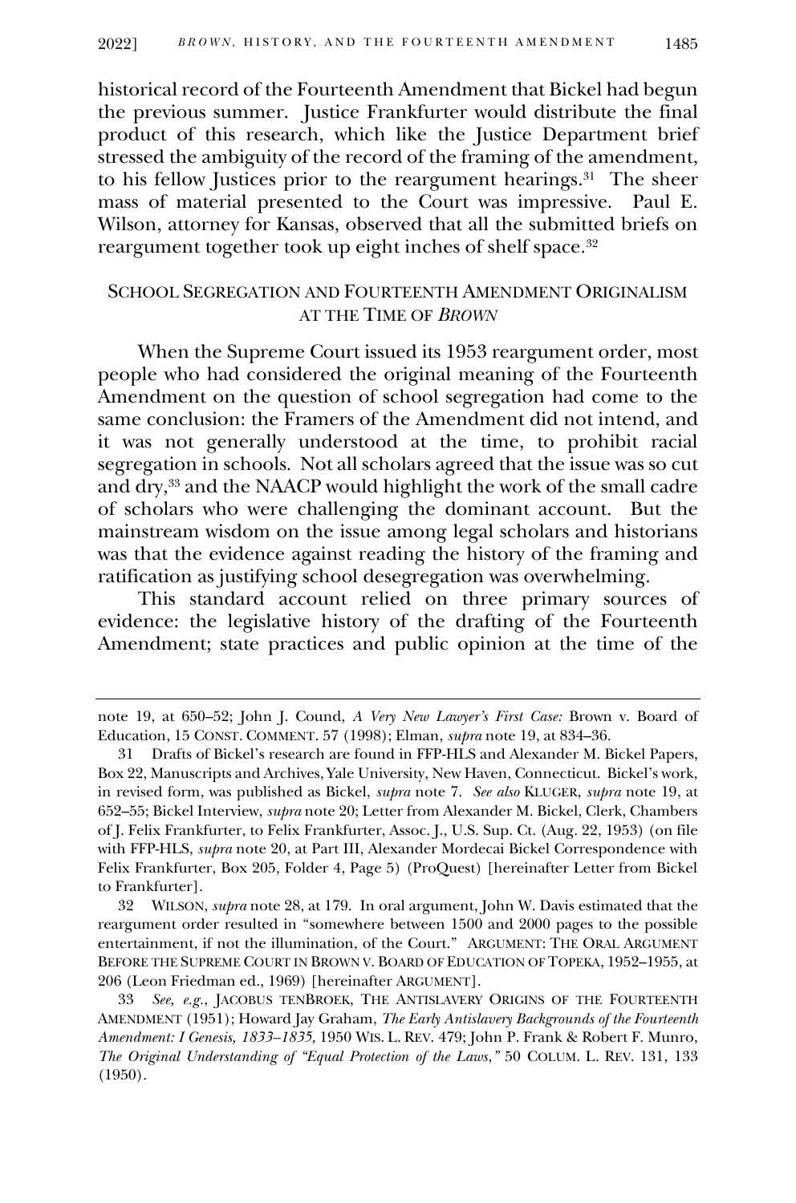historical record of the Fourteenth Amendment that Bickel had begun the previous summer. Justice Frankfurter would distribute the final product of this research, which like the Justice Department brief stressed the ambiguity of the record of the framing of the amendment, to his fellow Justices prior to the reargument hearings.[31] The sheer mass of material presented to the Court was impressive. Paul E. Wilson, attorney for Kansas, observed that all the submitted briefs on reargument together took up eight inches of shelf space.[32]

## SCHOOL SEGREGATION AND FOURTEENTH AMENDMENT ORIGINALISM AT THE TIME OF *BROWN*

When the Supreme Court issued its 1953 reargument order, most people who had considered the original meaning of the Fourteenth Amendment on the question of school segregation had come to the same conclusion: the Framers of the Amendment did not intend, and it was not generally understood at the time, to prohibit racial segregation in schools. Not all scholars agreed that the issue was so cut and dry,[33] and the NAACP would highlight the work of the small cadre of scholars who were challenging the dominant account. But the mainstream wisdom on the issue among legal scholars and historians was that the evidence against reading the history of the framing and ratification as justifying school desegregation was overwhelming.

This standard account relied on three primary sources of evidence: the legislative history of the drafting of the Fourteenth Amendment; state practices and public opinion at the time of the

---

note 19, at 650–52; John J. Cound, *A Very New Lawyer's First Case:* Brown v. Board of Education, 15 CONST. COMMENT. 57 (1998); Elman, *supra* note 19, at 834–36.

31 Drafts of Bickel's research are found in FFP-HLS and Alexander M. Bickel Papers, Box 22, Manuscripts and Archives, Yale University, New Haven, Connecticut. Bickel's work, in revised form, was published as Bickel, *supra* note 7. *See also* KLUGER, *supra* note 19, at 652–55; Bickel Interview, *supra* note 20; Letter from Alexander M. Bickel, Clerk, Chambers of J. Felix Frankfurter, to Felix Frankfurter, Assoc. J., U.S. Sup. Ct. (Aug. 22, 1953) (on file with FFP-HLS, *supra* note 20, at Part III, Alexander Mordecai Bickel Correspondence with Felix Frankfurter, Box 205, Folder 4, Page 5) (ProQuest) [hereinafter Letter from Bickel to Frankfurter].

32 WILSON, *supra* note 28, at 179. In oral argument, John W. Davis estimated that the reargument order resulted in "somewhere between 1500 and 2000 pages to the possible entertainment, if not the illumination, of the Court." ARGUMENT: THE ORAL ARGUMENT BEFORE THE SUPREME COURT IN BROWN V. BOARD OF EDUCATION OF TOPEKA, 1952–1955, at 206 (Leon Friedman ed., 1969) [hereinafter ARGUMENT].

33 *See, e.g.*, JACOBUS TENBROEK, THE ANTISLAVERY ORIGINS OF THE FOURTEENTH AMENDMENT (1951); Howard Jay Graham, *The Early Antislavery Backgrounds of the Fourteenth Amendment: I Genesis, 1833–1835*, 1950 WIS. L. REV. 479; John P. Frank & Robert F. Munro, *The Original Understanding of "Equal Protection of the Laws*,*"* 50 COLUM. L. REV. 131, 133 (1950).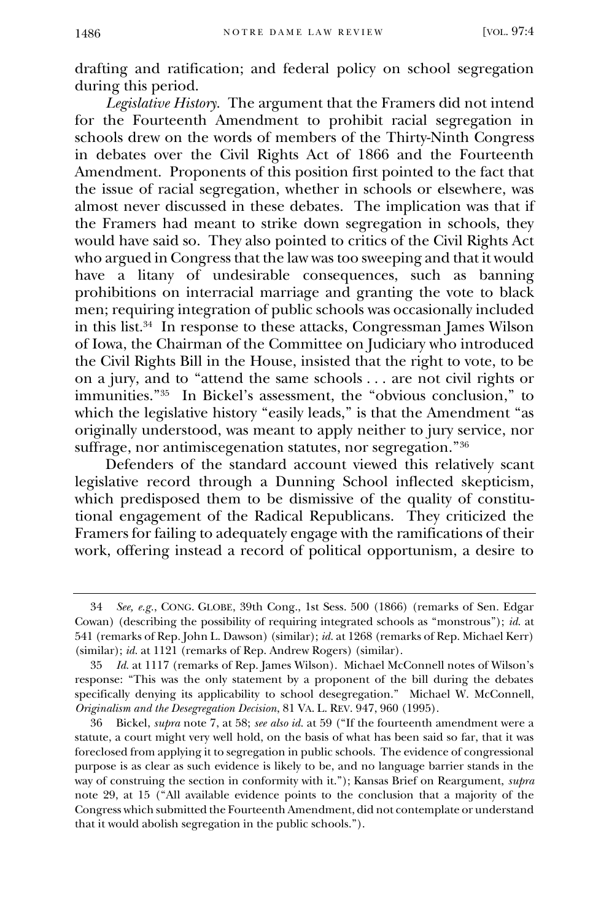drafting and ratification; and federal policy on school segregation during this period.

*Legislative History*. The argument that the Framers did not intend for the Fourteenth Amendment to prohibit racial segregation in schools drew on the words of members of the Thirty-Ninth Congress in debates over the Civil Rights Act of 1866 and the Fourteenth Amendment. Proponents of this position first pointed to the fact that the issue of racial segregation, whether in schools or elsewhere, was almost never discussed in these debates. The implication was that if the Framers had meant to strike down segregation in schools, they would have said so. They also pointed to critics of the Civil Rights Act who argued in Congress that the law was too sweeping and that it would have a litany of undesirable consequences, such as banning prohibitions on interracial marriage and granting the vote to black men; requiring integration of public schools was occasionally included in this list.[34] In response to these attacks, Congressman James Wilson of Iowa, the Chairman of the Committee on Judiciary who introduced the Civil Rights Bill in the House, insisted that the right to vote, to be on a jury, and to "attend the same schools . . . are not civil rights or immunities."[35] In Bickel's assessment, the "obvious conclusion," to which the legislative history "easily leads," is that the Amendment "as originally understood, was meant to apply neither to jury service, nor suffrage, nor antimiscegenation statutes, nor segregation."[36]

Defenders of the standard account viewed this relatively scant legislative record through a Dunning School inflected skepticism, which predisposed them to be dismissive of the quality of constitutional engagement of the Radical Republicans. They criticized the Framers for failing to adequately engage with the ramifications of their work, offering instead a record of political opportunism, a desire to

---

34 *See, e.g.*, CONG. GLOBE, 39th Cong., 1st Sess. 500 (1866) (remarks of Sen. Edgar Cowan) (describing the possibility of requiring integrated schools as "monstrous"); *id.* at 541 (remarks of Rep. John L. Dawson) (similar); *id.* at 1268 (remarks of Rep. Michael Kerr) (similar); *id.* at 1121 (remarks of Rep. Andrew Rogers) (similar).

35 *Id.* at 1117 (remarks of Rep. James Wilson). Michael McConnell notes of Wilson's response: "This was the only statement by a proponent of the bill during the debates specifically denying its applicability to school desegregation." Michael W. McConnell, *Originalism and the Desegregation Decision*, 81 VA. L. REV. 947, 960 (1995).

36 Bickel, *supra* note 7, at 58; *see also id.* at 59 ("If the fourteenth amendment were a statute, a court might very well hold, on the basis of what has been said so far, that it was foreclosed from applying it to segregation in public schools. The evidence of congressional purpose is as clear as such evidence is likely to be, and no language barrier stands in the way of construing the section in conformity with it."); Kansas Brief on Reargument, *supra* note 29, at 15 ("All available evidence points to the conclusion that a majority of the Congress which submitted the Fourteenth Amendment, did not contemplate or understand that it would abolish segregation in the public schools.").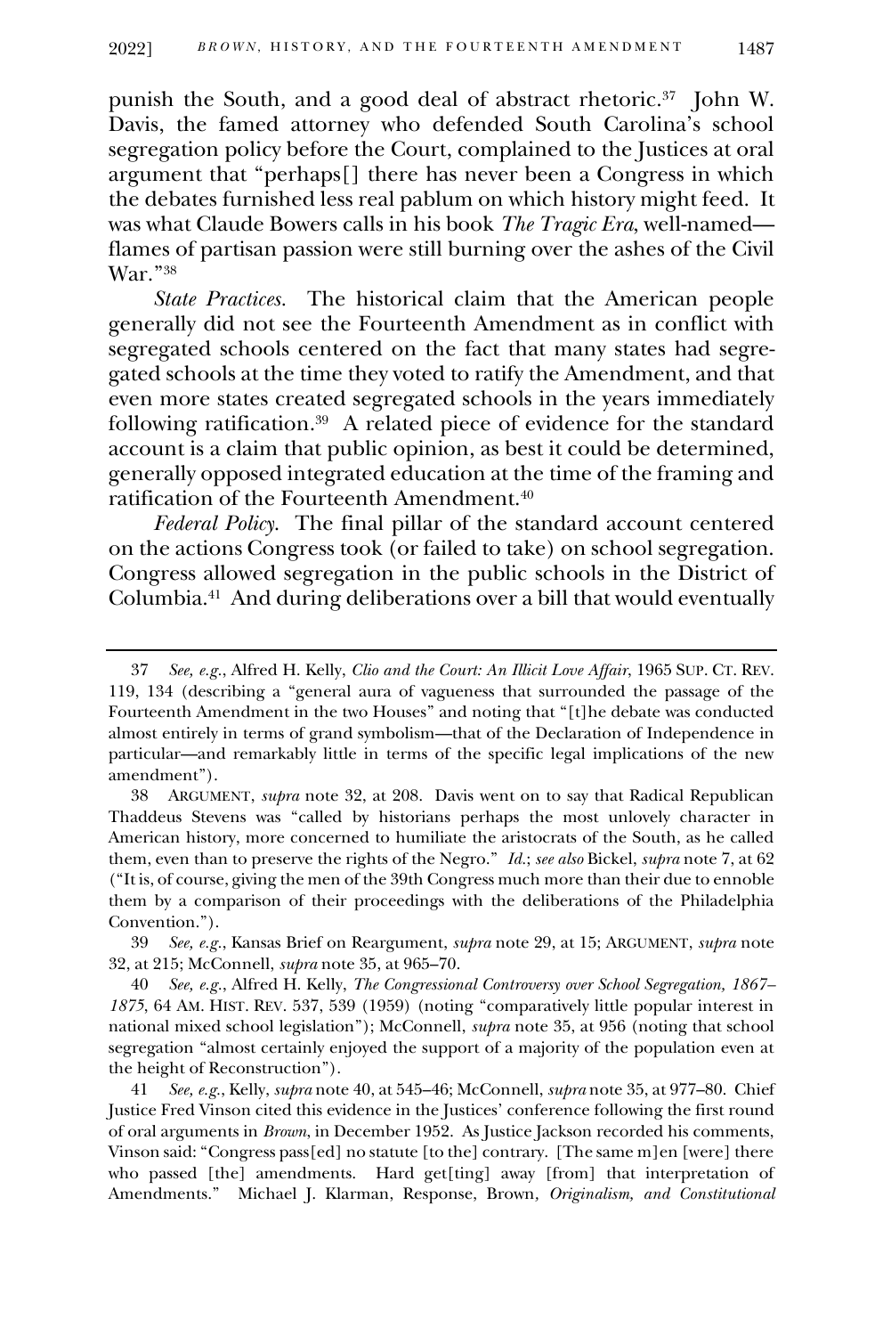punish the South, and a good deal of abstract rhetoric.[37] John W. Davis, the famed attorney who defended South Carolina's school segregation policy before the Court, complained to the Justices at oral argument that "perhaps[] there has never been a Congress in which the debates furnished less real pablum on which history might feed. It was what Claude Bowers calls in his book *The Tragic Era*, well-named—flames of partisan passion were still burning over the ashes of the Civil War."[38]

*State Practices.* The historical claim that the American people generally did not see the Fourteenth Amendment as in conflict with segregated schools centered on the fact that many states had segregated schools at the time they voted to ratify the Amendment, and that even more states created segregated schools in the years immediately following ratification.[39] A related piece of evidence for the standard account is a claim that public opinion, as best it could be determined, generally opposed integrated education at the time of the framing and ratification of the Fourteenth Amendment.[40]

*Federal Policy.* The final pillar of the standard account centered on the actions Congress took (or failed to take) on school segregation. Congress allowed segregation in the public schools in the District of Columbia.[41] And during deliberations over a bill that would eventually

---

37 *See, e.g.*, Alfred H. Kelly, *Clio and the Court: An Illicit Love Affair*, 1965 SUP. CT. REV. 119, 134 (describing a "general aura of vagueness that surrounded the passage of the Fourteenth Amendment in the two Houses" and noting that "[t]he debate was conducted almost entirely in terms of grand symbolism—that of the Declaration of Independence in particular—and remarkably little in terms of the specific legal implications of the new amendment").

38 ARGUMENT, *supra* note 32, at 208. Davis went on to say that Radical Republican Thaddeus Stevens was "called by historians perhaps the most unlovely character in American history, more concerned to humiliate the aristocrats of the South, as he called them, even than to preserve the rights of the Negro." *Id.*; *see also* Bickel, *supra* note 7, at 62 ("It is, of course, giving the men of the 39th Congress much more than their due to ennoble them by a comparison of their proceedings with the deliberations of the Philadelphia Convention.").

39 *See, e.g.*, Kansas Brief on Reargument, *supra* note 29, at 15; ARGUMENT, *supra* note 32, at 215; McConnell, *supra* note 35, at 965–70.

40 *See, e.g.*, Alfred H. Kelly, *The Congressional Controversy over School Segregation, 1867–1875*, 64 AM. HIST. REV. 537, 539 (1959) (noting "comparatively little popular interest in national mixed school legislation"); McConnell, *supra* note 35, at 956 (noting that school segregation "almost certainly enjoyed the support of a majority of the population even at the height of Reconstruction").

41 *See, e.g.*, Kelly, *supra* note 40, at 545–46; McConnell, *supra* note 35, at 977–80. Chief Justice Fred Vinson cited this evidence in the Justices' conference following the first round of oral arguments in *Brown*, in December 1952. As Justice Jackson recorded his comments, Vinson said: "Congress pass[ed] no statute [to the] contrary. [The same m]en [were] there who passed [the] amendments. Hard get[ting] away [from] that interpretation of Amendments." Michael J. Klarman, Response, Brown*, Originalism, and Constitutional*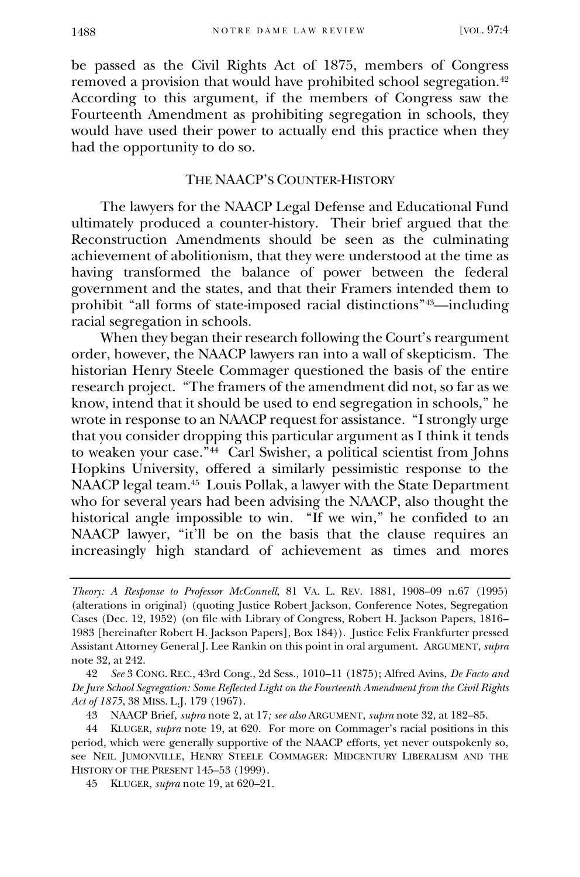be passed as the Civil Rights Act of 1875, members of Congress removed a provision that would have prohibited school segregation.[42] According to this argument, if the members of Congress saw the Fourteenth Amendment as prohibiting segregation in schools, they would have used their power to actually end this practice when they had the opportunity to do so.

## THE NAACP'S COUNTER-HISTORY

The lawyers for the NAACP Legal Defense and Educational Fund ultimately produced a counter-history. Their brief argued that the Reconstruction Amendments should be seen as the culminating achievement of abolitionism, that they were understood at the time as having transformed the balance of power between the federal government and the states, and that their Framers intended them to prohibit "all forms of state-imposed racial distinctions"[43]—including racial segregation in schools.

When they began their research following the Court's reargument order, however, the NAACP lawyers ran into a wall of skepticism. The historian Henry Steele Commager questioned the basis of the entire research project. "The framers of the amendment did not, so far as we know, intend that it should be used to end segregation in schools," he wrote in response to an NAACP request for assistance. "I strongly urge that you consider dropping this particular argument as I think it tends to weaken your case."[44] Carl Swisher, a political scientist from Johns Hopkins University, offered a similarly pessimistic response to the NAACP legal team.[45] Louis Pollak, a lawyer with the State Department who for several years had been advising the NAACP, also thought the historical angle impossible to win. "If we win," he confided to an NAACP lawyer, "it'll be on the basis that the clause requires an increasingly high standard of achievement as times and mores

---

*Theory: A Response to Professor McConnell*, 81 VA. L. REV. 1881, 1908–09 n.67 (1995) (alterations in original) (quoting Justice Robert Jackson, Conference Notes, Segregation Cases (Dec. 12, 1952) (on file with Library of Congress, Robert H. Jackson Papers, 1816–1983 [hereinafter Robert H. Jackson Papers], Box 184)). Justice Felix Frankfurter pressed Assistant Attorney General J. Lee Rankin on this point in oral argument. ARGUMENT, *supra* note 32, at 242.

42 *See* 3 CONG. REC., 43rd Cong., 2d Sess., 1010–11 (1875); Alfred Avins, *De Facto and De Jure School Segregation: Some Reflected Light on the Fourteenth Amendment from the Civil Rights Act of 1875*, 38 MISS. L.J. 179 (1967).

43 NAACP Brief, *supra* note 2, at 17*; see also* ARGUMENT, *supra* note 32, at 182–85.

44 KLUGER, *supra* note 19, at 620. For more on Commager's racial positions in this period, which were generally supportive of the NAACP efforts, yet never outspokenly so, see NEIL JUMONVILLE, HENRY STEELE COMMAGER: MIDCENTURY LIBERALISM AND THE HISTORY OF THE PRESENT 145–53 (1999).

45 KLUGER, *supra* note 19, at 620–21.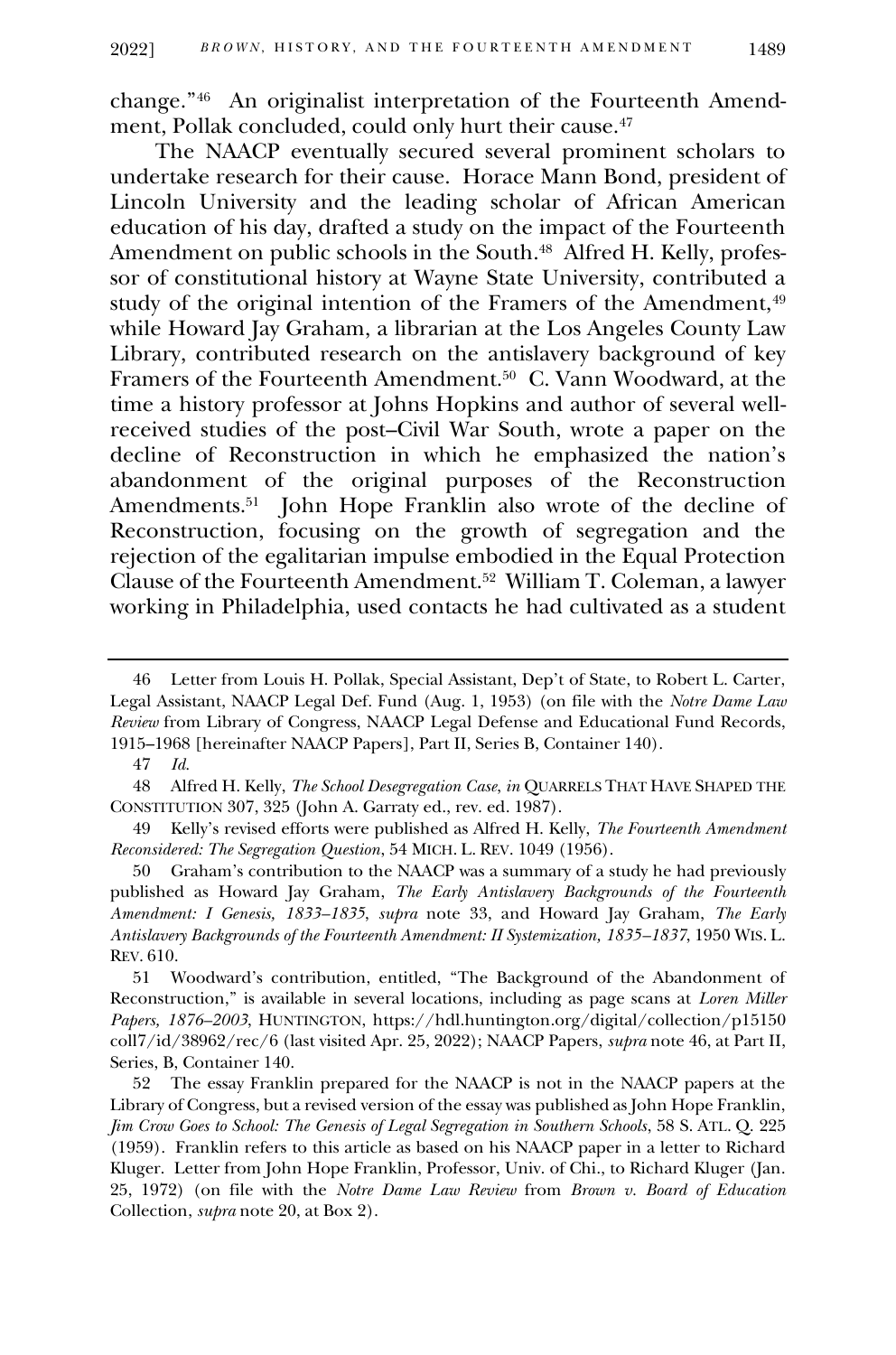change."[46] An originalist interpretation of the Fourteenth Amendment, Pollak concluded, could only hurt their cause.[47]

The NAACP eventually secured several prominent scholars to undertake research for their cause. Horace Mann Bond, president of Lincoln University and the leading scholar of African American education of his day, drafted a study on the impact of the Fourteenth Amendment on public schools in the South.[48] Alfred H. Kelly, professor of constitutional history at Wayne State University, contributed a study of the original intention of the Framers of the Amendment,[49] while Howard Jay Graham, a librarian at the Los Angeles County Law Library, contributed research on the antislavery background of key Framers of the Fourteenth Amendment.[50] C. Vann Woodward, at the time a history professor at Johns Hopkins and author of several well-received studies of the post–Civil War South, wrote a paper on the decline of Reconstruction in which he emphasized the nation's abandonment of the original purposes of the Reconstruction Amendments.[51] John Hope Franklin also wrote of the decline of Reconstruction, focusing on the growth of segregation and the rejection of the egalitarian impulse embodied in the Equal Protection Clause of the Fourteenth Amendment.[52] William T. Coleman, a lawyer working in Philadelphia, used contacts he had cultivated as a student

---

46 Letter from Louis H. Pollak, Special Assistant, Dep't of State, to Robert L. Carter, Legal Assistant, NAACP Legal Def. Fund (Aug. 1, 1953) (on file with the *Notre Dame Law Review* from Library of Congress, NAACP Legal Defense and Educational Fund Records, 1915–1968 [hereinafter NAACP Papers], Part II, Series B, Container 140).

47 *Id.*

48 Alfred H. Kelly, *The School Desegregation Case*, *in* QUARRELS THAT HAVE SHAPED THE CONSTITUTION 307, 325 (John A. Garraty ed., rev. ed. 1987).

49 Kelly's revised efforts were published as Alfred H. Kelly, *The Fourteenth Amendment Reconsidered: The Segregation Question*, 54 MICH. L. REV. 1049 (1956).

50 Graham's contribution to the NAACP was a summary of a study he had previously published as Howard Jay Graham, *The Early Antislavery Backgrounds of the Fourteenth Amendment: I Genesis, 1833–1835*, *supra* note 33, and Howard Jay Graham, *The Early Antislavery Backgrounds of the Fourteenth Amendment: II Systemization, 1835–1837*, 1950 WIS. L. REV. 610.

51 Woodward's contribution, entitled, "The Background of the Abandonment of Reconstruction," is available in several locations, including as page scans at *Loren Miller Papers, 1876–2003*, HUNTINGTON, https://hdl.huntington.org/digital/collection/p15150coll7/id/38962/rec/6 (last visited Apr. 25, 2022); NAACP Papers, *supra* note 46, at Part II, Series, B, Container 140.

52 The essay Franklin prepared for the NAACP is not in the NAACP papers at the Library of Congress, but a revised version of the essay was published as John Hope Franklin, *Jim Crow Goes to School: The Genesis of Legal Segregation in Southern Schools*, 58 S. ATL. Q. 225 (1959). Franklin refers to this article as based on his NAACP paper in a letter to Richard Kluger. Letter from John Hope Franklin, Professor, Univ. of Chi., to Richard Kluger (Jan. 25, 1972) (on file with the *Notre Dame Law Review* from *Brown v. Board of Education* Collection, *supra* note 20, at Box 2).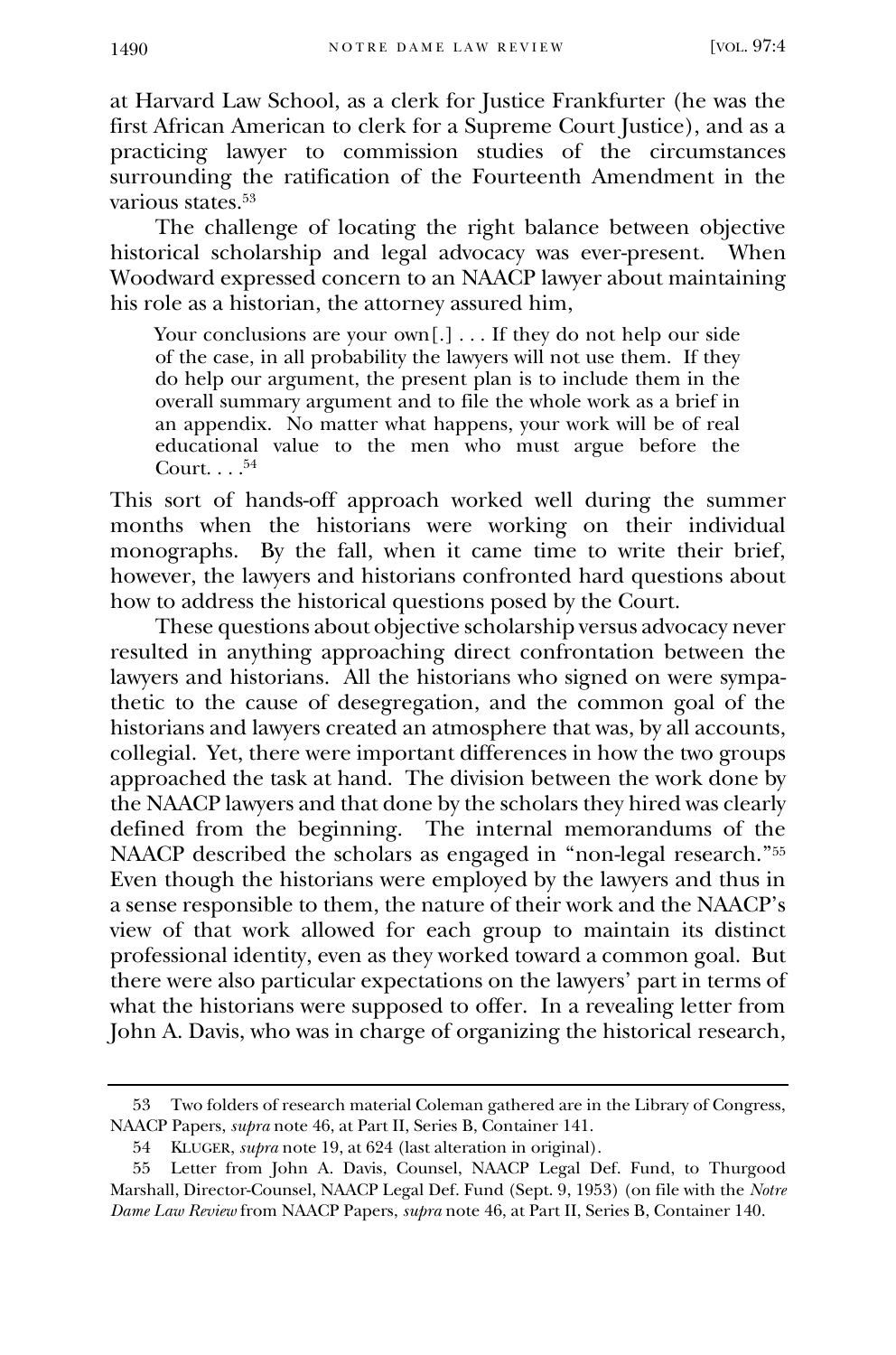at Harvard Law School, as a clerk for Justice Frankfurter (he was the first African American to clerk for a Supreme Court Justice), and as a practicing lawyer to commission studies of the circumstances surrounding the ratification of the Fourteenth Amendment in the various states.[53]

The challenge of locating the right balance between objective historical scholarship and legal advocacy was ever-present. When Woodward expressed concern to an NAACP lawyer about maintaining his role as a historian, the attorney assured him,

> Your conclusions are your own[.] . . . If they do not help our side of the case, in all probability the lawyers will not use them. If they do help our argument, the present plan is to include them in the overall summary argument and to file the whole work as a brief in an appendix. No matter what happens, your work will be of real educational value to the men who must argue before the Court. . . .[54]

This sort of hands-off approach worked well during the summer months when the historians were working on their individual monographs. By the fall, when it came time to write their brief, however, the lawyers and historians confronted hard questions about how to address the historical questions posed by the Court.

These questions about objective scholarship versus advocacy never resulted in anything approaching direct confrontation between the lawyers and historians. All the historians who signed on were sympathetic to the cause of desegregation, and the common goal of the historians and lawyers created an atmosphere that was, by all accounts, collegial. Yet, there were important differences in how the two groups approached the task at hand. The division between the work done by the NAACP lawyers and that done by the scholars they hired was clearly defined from the beginning. The internal memorandums of the NAACP described the scholars as engaged in "non-legal research."[55] Even though the historians were employed by the lawyers and thus in a sense responsible to them, the nature of their work and the NAACP's view of that work allowed for each group to maintain its distinct professional identity, even as they worked toward a common goal. But there were also particular expectations on the lawyers' part in terms of what the historians were supposed to offer. In a revealing letter from John A. Davis, who was in charge of organizing the historical research,

---

53 Two folders of research material Coleman gathered are in the Library of Congress, NAACP Papers, *supra* note 46, at Part II, Series B, Container 141.

54 KLUGER, *supra* note 19, at 624 (last alteration in original).

55 Letter from John A. Davis, Counsel, NAACP Legal Def. Fund, to Thurgood Marshall, Director-Counsel, NAACP Legal Def. Fund (Sept. 9, 1953) (on file with the *Notre Dame Law Review* from NAACP Papers, *supra* note 46, at Part II, Series B, Container 140.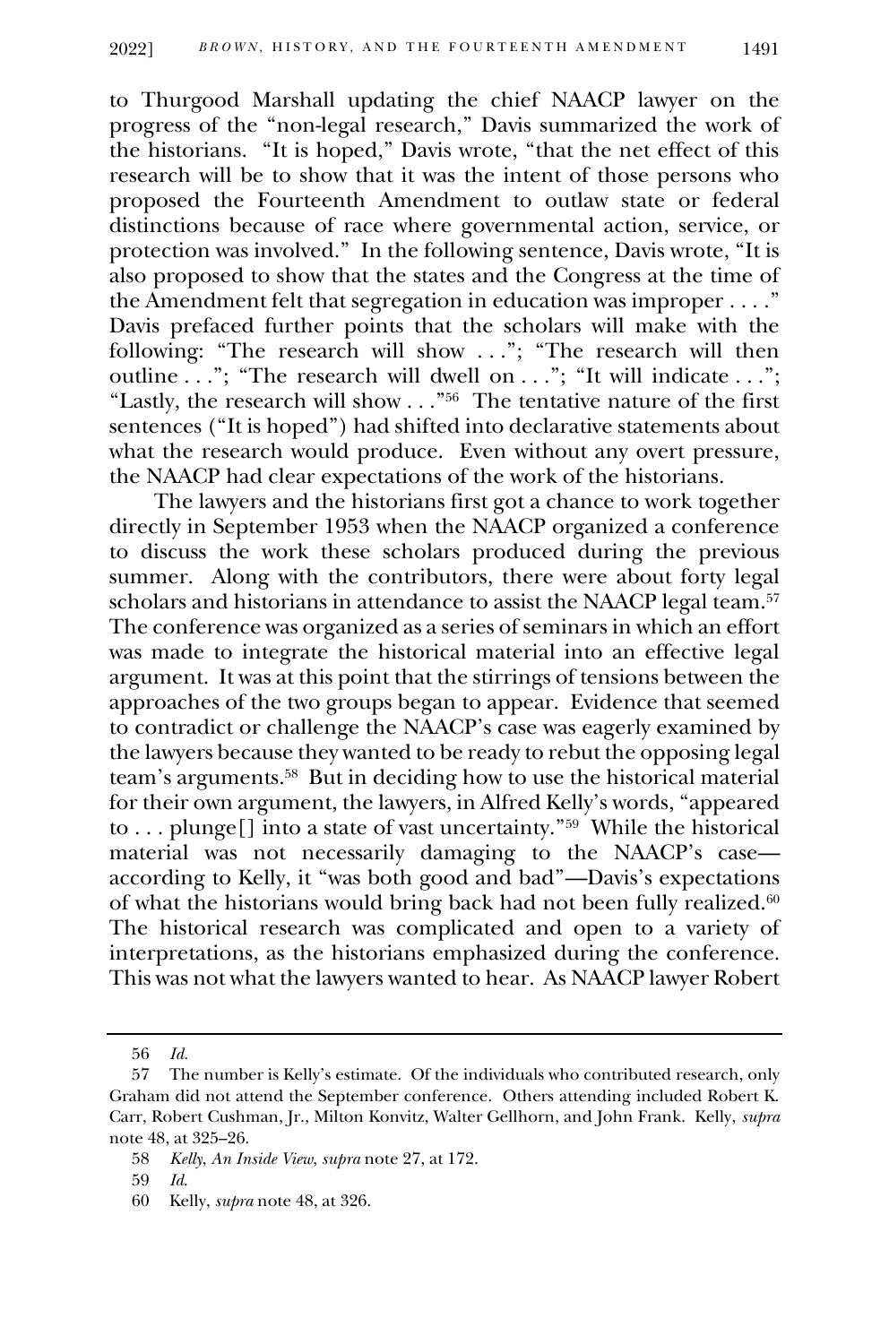to Thurgood Marshall updating the chief NAACP lawyer on the progress of the "non-legal research," Davis summarized the work of the historians. "It is hoped," Davis wrote, "that the net effect of this research will be to show that it was the intent of those persons who proposed the Fourteenth Amendment to outlaw state or federal distinctions because of race where governmental action, service, or protection was involved." In the following sentence, Davis wrote, "It is also proposed to show that the states and the Congress at the time of the Amendment felt that segregation in education was improper . . . ." Davis prefaced further points that the scholars will make with the following: "The research will show . . ."; "The research will then outline . . ."; "The research will dwell on . . ."; "It will indicate . . ."; "Lastly, the research will show . . ."[56] The tentative nature of the first sentences ("It is hoped") had shifted into declarative statements about what the research would produce. Even without any overt pressure, the NAACP had clear expectations of the work of the historians.

The lawyers and the historians first got a chance to work together directly in September 1953 when the NAACP organized a conference to discuss the work these scholars produced during the previous summer. Along with the contributors, there were about forty legal scholars and historians in attendance to assist the NAACP legal team.[57] The conference was organized as a series of seminars in which an effort was made to integrate the historical material into an effective legal argument. It was at this point that the stirrings of tensions between the approaches of the two groups began to appear. Evidence that seemed to contradict or challenge the NAACP's case was eagerly examined by the lawyers because they wanted to be ready to rebut the opposing legal team's arguments.[58] But in deciding how to use the historical material for their own argument, the lawyers, in Alfred Kelly's words, "appeared to . . . plunge[] into a state of vast uncertainty."[59] While the historical material was not necessarily damaging to the NAACP's case—according to Kelly, it "was both good and bad"—Davis's expectations of what the historians would bring back had not been fully realized.[60] The historical research was complicated and open to a variety of interpretations, as the historians emphasized during the conference. This was not what the lawyers wanted to hear. As NAACP lawyer Robert

---

56 *Id.*

57 The number is Kelly's estimate. Of the individuals who contributed research, only Graham did not attend the September conference. Others attending included Robert K. Carr, Robert Cushman, Jr., Milton Konvitz, Walter Gellhorn, and John Frank. Kelly, *supra* note 48, at 325–26.

58 *Kelly, An Inside View*, *supra* note 27, at 172.

59 *Id.*

60 Kelly, *supra* note 48, at 326.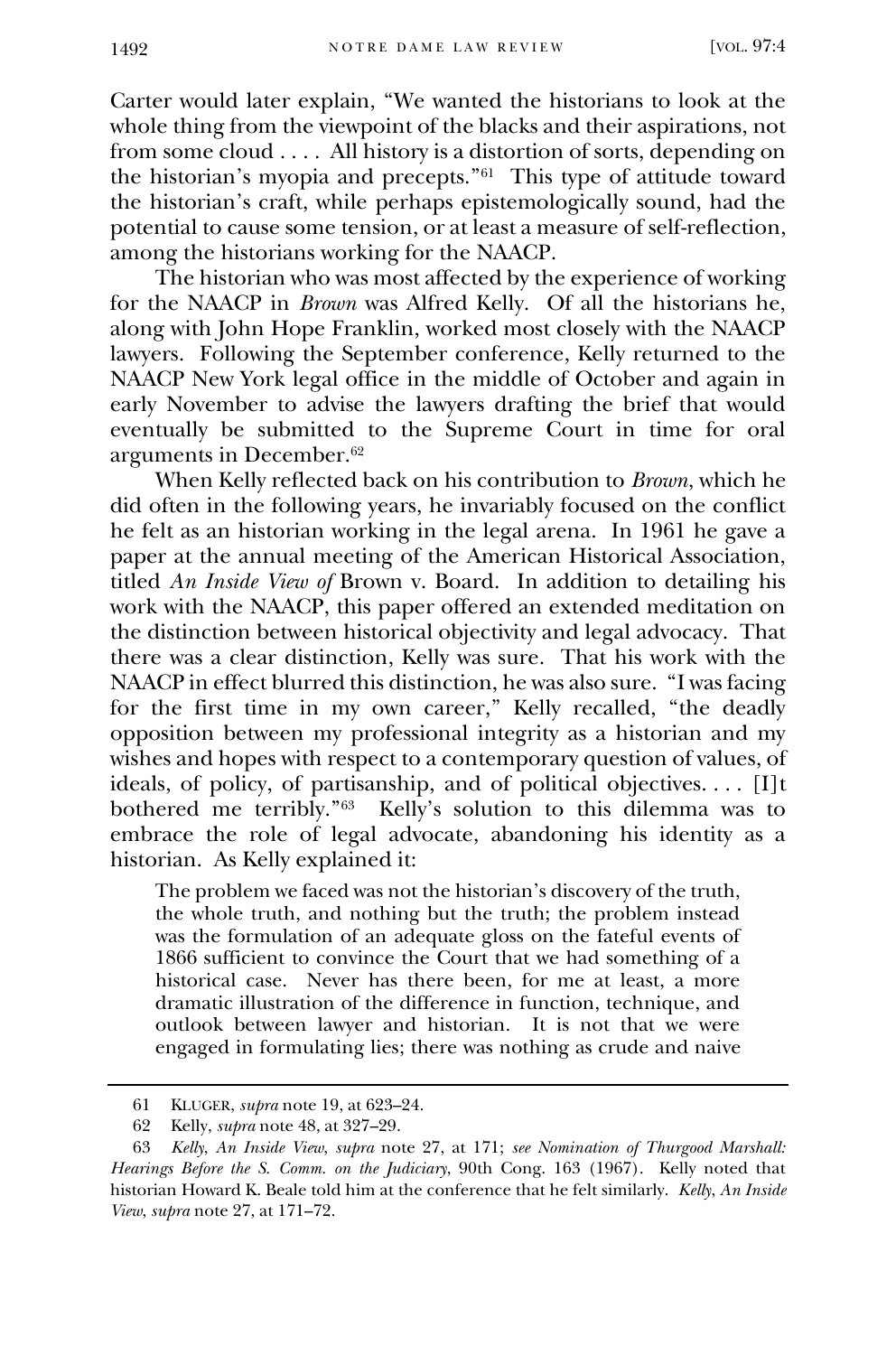Carter would later explain, "We wanted the historians to look at the whole thing from the viewpoint of the blacks and their aspirations, not from some cloud . . . . All history is a distortion of sorts, depending on the historian's myopia and precepts."[61] This type of attitude toward the historian's craft, while perhaps epistemologically sound, had the potential to cause some tension, or at least a measure of self-reflection, among the historians working for the NAACP.

The historian who was most affected by the experience of working for the NAACP in *Brown* was Alfred Kelly. Of all the historians he, along with John Hope Franklin, worked most closely with the NAACP lawyers. Following the September conference, Kelly returned to the NAACP New York legal office in the middle of October and again in early November to advise the lawyers drafting the brief that would eventually be submitted to the Supreme Court in time for oral arguments in December.[62]

When Kelly reflected back on his contribution to *Brown*, which he did often in the following years, he invariably focused on the conflict he felt as an historian working in the legal arena. In 1961 he gave a paper at the annual meeting of the American Historical Association, titled *An Inside View of* Brown v. Board. In addition to detailing his work with the NAACP, this paper offered an extended meditation on the distinction between historical objectivity and legal advocacy. That there was a clear distinction, Kelly was sure. That his work with the NAACP in effect blurred this distinction, he was also sure. "I was facing for the first time in my own career," Kelly recalled, "the deadly opposition between my professional integrity as a historian and my wishes and hopes with respect to a contemporary question of values, of ideals, of policy, of partisanship, and of political objectives. . . . [I]t bothered me terribly."[63] Kelly's solution to this dilemma was to embrace the role of legal advocate, abandoning his identity as a historian. As Kelly explained it:

> The problem we faced was not the historian's discovery of the truth, the whole truth, and nothing but the truth; the problem instead was the formulation of an adequate gloss on the fateful events of 1866 sufficient to convince the Court that we had something of a historical case. Never has there been, for me at least, a more dramatic illustration of the difference in function, technique, and outlook between lawyer and historian. It is not that we were engaged in formulating lies; there was nothing as crude and naive

---

61 KLUGER, *supra* note 19, at 623–24.

62 Kelly, *supra* note 48, at 327–29.

63 *Kelly*, *An Inside View*, *supra* note 27, at 171; *see Nomination of Thurgood Marshall: Hearings Before the S. Comm. on the Judiciary*, 90th Cong. 163 (1967). Kelly noted that historian Howard K. Beale told him at the conference that he felt similarly. *Kelly*, *An Inside View*, *supra* note 27, at 171–72.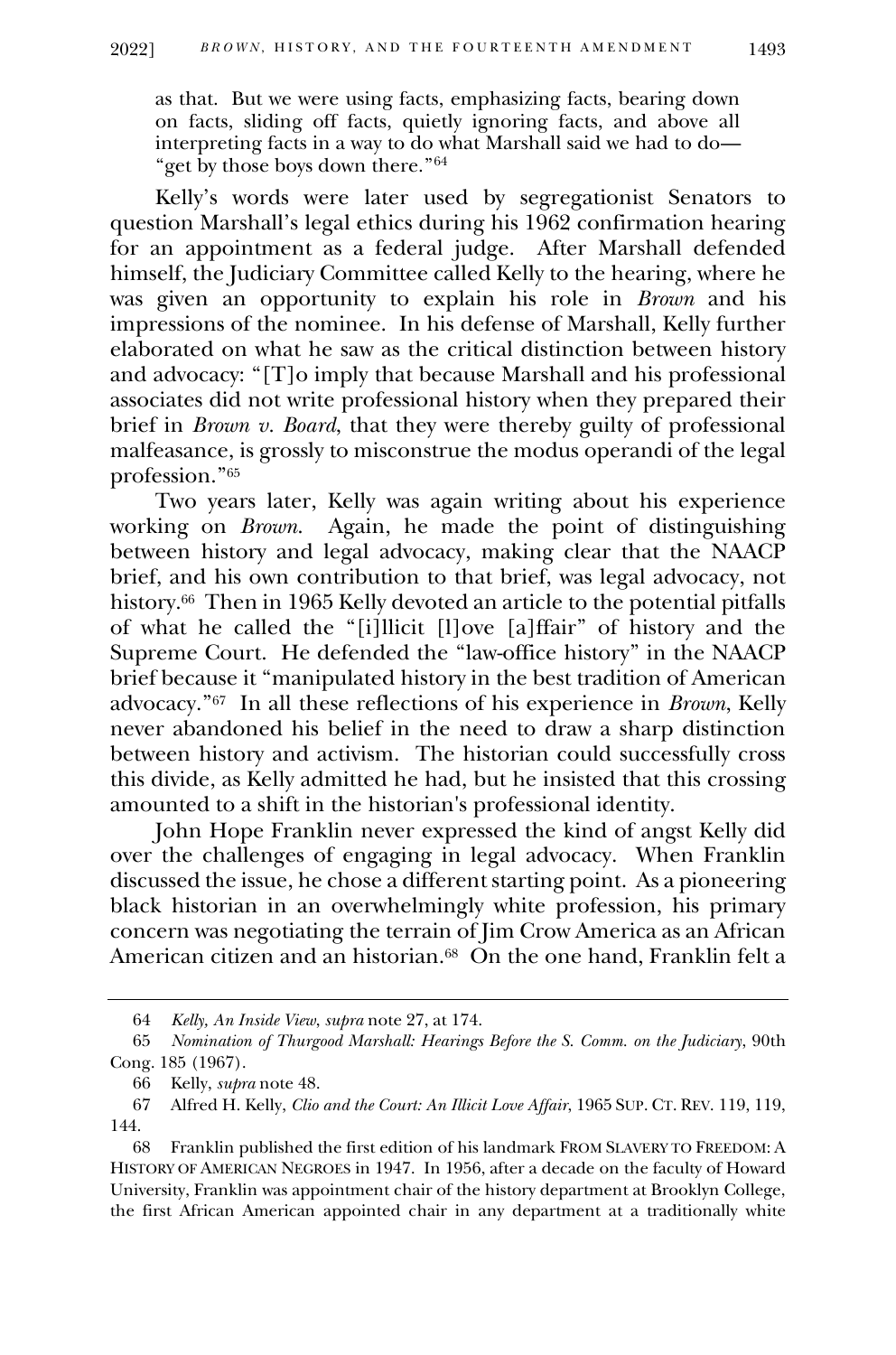as that. But we were using facts, emphasizing facts, bearing down on facts, sliding off facts, quietly ignoring facts, and above all interpreting facts in a way to do what Marshall said we had to do—"get by those boys down there."[64]

Kelly's words were later used by segregationist Senators to question Marshall's legal ethics during his 1962 confirmation hearing for an appointment as a federal judge. After Marshall defended himself, the Judiciary Committee called Kelly to the hearing, where he was given an opportunity to explain his role in *Brown* and his impressions of the nominee. In his defense of Marshall, Kelly further elaborated on what he saw as the critical distinction between history and advocacy: "[T]o imply that because Marshall and his professional associates did not write professional history when they prepared their brief in *Brown v. Board*, that they were thereby guilty of professional malfeasance, is grossly to misconstrue the modus operandi of the legal profession."[65]

Two years later, Kelly was again writing about his experience working on *Brown.* Again, he made the point of distinguishing between history and legal advocacy, making clear that the NAACP brief, and his own contribution to that brief, was legal advocacy, not history.[66] Then in 1965 Kelly devoted an article to the potential pitfalls of what he called the "[i]llicit [l]ove [a]ffair" of history and the Supreme Court. He defended the "law-office history" in the NAACP brief because it "manipulated history in the best tradition of American advocacy."[67] In all these reflections of his experience in *Brown*, Kelly never abandoned his belief in the need to draw a sharp distinction between history and activism. The historian could successfully cross this divide, as Kelly admitted he had, but he insisted that this crossing amounted to a shift in the historian's professional identity.

John Hope Franklin never expressed the kind of angst Kelly did over the challenges of engaging in legal advocacy. When Franklin discussed the issue, he chose a different starting point. As a pioneering black historian in an overwhelmingly white profession, his primary concern was negotiating the terrain of Jim Crow America as an African American citizen and an historian.[68] On the one hand, Franklin felt a

---

64 *Kelly, An Inside View*, *supra* note 27, at 174.

65 *Nomination of Thurgood Marshall: Hearings Before the S. Comm. on the Judiciary*, 90th Cong. 185 (1967).

66 Kelly, *supra* note 48.

67 Alfred H. Kelly, *Clio and the Court: An Illicit Love Affair*, 1965 SUP. CT. REV. 119, 119, 144.

68 Franklin published the first edition of his landmark FROM SLAVERY TO FREEDOM: A HISTORY OF AMERICAN NEGROES in 1947. In 1956, after a decade on the faculty of Howard University, Franklin was appointment chair of the history department at Brooklyn College, the first African American appointed chair in any department at a traditionally white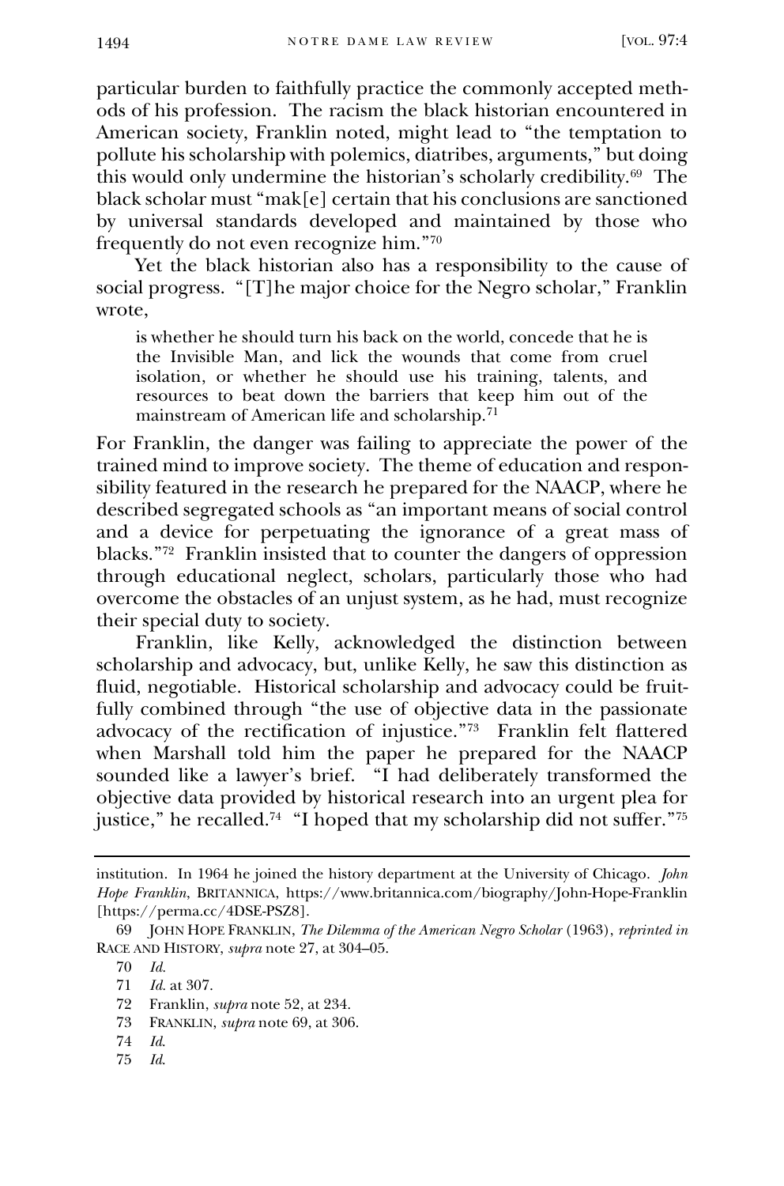particular burden to faithfully practice the commonly accepted methods of his profession. The racism the black historian encountered in American society, Franklin noted, might lead to "the temptation to pollute his scholarship with polemics, diatribes, arguments," but doing this would only undermine the historian's scholarly credibility.[69] The black scholar must "mak[e] certain that his conclusions are sanctioned by universal standards developed and maintained by those who frequently do not even recognize him."[70]

Yet the black historian also has a responsibility to the cause of social progress. "[T]he major choice for the Negro scholar," Franklin wrote,

> is whether he should turn his back on the world, concede that he is the Invisible Man, and lick the wounds that come from cruel isolation, or whether he should use his training, talents, and resources to beat down the barriers that keep him out of the mainstream of American life and scholarship.[71]

For Franklin, the danger was failing to appreciate the power of the trained mind to improve society. The theme of education and responsibility featured in the research he prepared for the NAACP, where he described segregated schools as "an important means of social control and a device for perpetuating the ignorance of a great mass of blacks."[72] Franklin insisted that to counter the dangers of oppression through educational neglect, scholars, particularly those who had overcome the obstacles of an unjust system, as he had, must recognize their special duty to society.

Franklin, like Kelly, acknowledged the distinction between scholarship and advocacy, but, unlike Kelly, he saw this distinction as fluid, negotiable. Historical scholarship and advocacy could be fruitfully combined through "the use of objective data in the passionate advocacy of the rectification of injustice."[73] Franklin felt flattered when Marshall told him the paper he prepared for the NAACP sounded like a lawyer's brief. "I had deliberately transformed the objective data provided by historical research into an urgent plea for justice," he recalled.[74] "I hoped that my scholarship did not suffer."[75]

---

institution. In 1964 he joined the history department at the University of Chicago. *John Hope Franklin*, BRITANNICA, https://www.britannica.com/biography/John-Hope-Franklin [https://perma.cc/4DSE-PSZ8].

69 JOHN HOPE FRANKLIN, *The Dilemma of the American Negro Scholar* (1963), *reprinted in* RACE AND HISTORY, *supra* note 27, at 304–05.

70 *Id.*

71 *Id.* at 307.

72 Franklin, *supra* note 52, at 234.

73 FRANKLIN, *supra* note 69, at 306.

74 *Id.*

75 *Id.*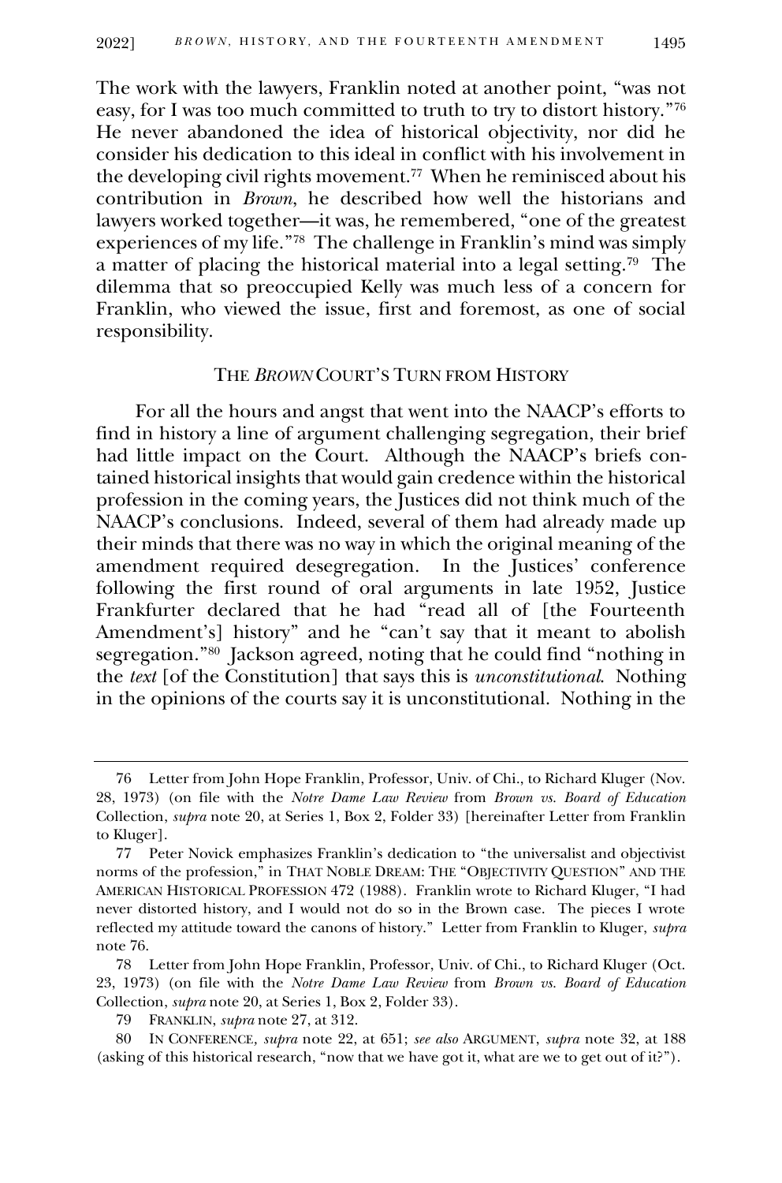The work with the lawyers, Franklin noted at another point, "was not easy, for I was too much committed to truth to try to distort history."[76] He never abandoned the idea of historical objectivity, nor did he consider his dedication to this ideal in conflict with his involvement in the developing civil rights movement.[77] When he reminisced about his contribution in *Brown*, he described how well the historians and lawyers worked together—it was, he remembered, "one of the greatest experiences of my life."[78] The challenge in Franklin's mind was simply a matter of placing the historical material into a legal setting.[79] The dilemma that so preoccupied Kelly was much less of a concern for Franklin, who viewed the issue, first and foremost, as one of social responsibility.

## THE *BROWN* COURT'S TURN FROM HISTORY

For all the hours and angst that went into the NAACP's efforts to find in history a line of argument challenging segregation, their brief had little impact on the Court. Although the NAACP's briefs contained historical insights that would gain credence within the historical profession in the coming years, the Justices did not think much of the NAACP's conclusions. Indeed, several of them had already made up their minds that there was no way in which the original meaning of the amendment required desegregation. In the Justices' conference following the first round of oral arguments in late 1952, Justice Frankfurter declared that he had "read all of [the Fourteenth Amendment's] history" and he "can't say that it meant to abolish segregation."[80] Jackson agreed, noting that he could find "nothing in the *text* [of the Constitution] that says this is *unconstitutional*. Nothing in the opinions of the courts say it is unconstitutional. Nothing in the

---

76 Letter from John Hope Franklin, Professor, Univ. of Chi., to Richard Kluger (Nov. 28, 1973) (on file with the *Notre Dame Law Review* from *Brown vs. Board of Education* Collection, *supra* note 20, at Series 1, Box 2, Folder 33) [hereinafter Letter from Franklin to Kluger].

77 Peter Novick emphasizes Franklin's dedication to "the universalist and objectivist norms of the profession," in THAT NOBLE DREAM: THE "OBJECTIVITY QUESTION" AND THE AMERICAN HISTORICAL PROFESSION 472 (1988). Franklin wrote to Richard Kluger, "I had never distorted history, and I would not do so in the Brown case. The pieces I wrote reflected my attitude toward the canons of history." Letter from Franklin to Kluger, *supra* note 76.

78 Letter from John Hope Franklin, Professor, Univ. of Chi., to Richard Kluger (Oct. 23, 1973) (on file with the *Notre Dame Law Review* from *Brown vs. Board of Education* Collection, *supra* note 20, at Series 1, Box 2, Folder 33).

79 FRANKLIN, *supra* note 27, at 312.

80 IN CONFERENCE, *supra* note 22, at 651; *see also* ARGUMENT, *supra* note 32, at 188 (asking of this historical research, "now that we have got it, what are we to get out of it?").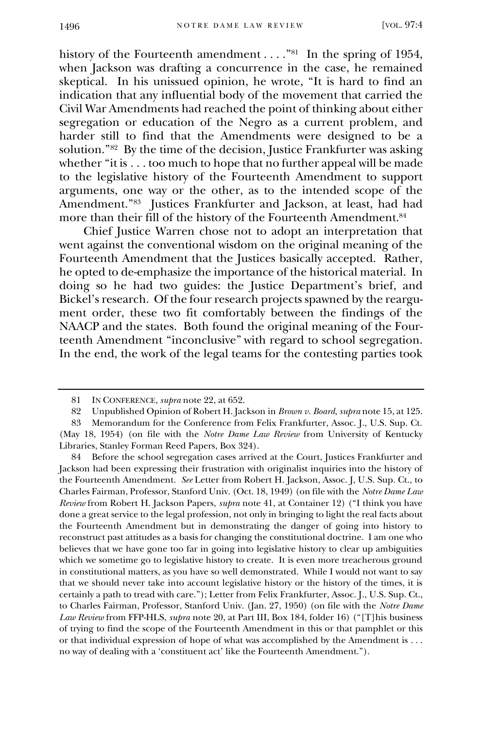history of the Fourteenth amendment . . . ."[81] In the spring of 1954, when Jackson was drafting a concurrence in the case, he remained skeptical. In his unissued opinion, he wrote, "It is hard to find an indication that any influential body of the movement that carried the Civil War Amendments had reached the point of thinking about either segregation or education of the Negro as a current problem, and harder still to find that the Amendments were designed to be a solution."[82] By the time of the decision, Justice Frankfurter was asking whether "it is . . . too much to hope that no further appeal will be made to the legislative history of the Fourteenth Amendment to support arguments, one way or the other, as to the intended scope of the Amendment."[83] Justices Frankfurter and Jackson, at least, had had more than their fill of the history of the Fourteenth Amendment.[84]

Chief Justice Warren chose not to adopt an interpretation that went against the conventional wisdom on the original meaning of the Fourteenth Amendment that the Justices basically accepted. Rather, he opted to de-emphasize the importance of the historical material. In doing so he had two guides: the Justice Department's brief, and Bickel's research. Of the four research projects spawned by the reargument order, these two fit comfortably between the findings of the NAACP and the states. Both found the original meaning of the Fourteenth Amendment "inconclusive" with regard to school segregation. In the end, the work of the legal teams for the contesting parties took

---

81 IN CONFERENCE, *supra* note 22, at 652.

82 Unpublished Opinion of Robert H. Jackson in *Brown v. Board*, *supra* note 15, at 125.

83 Memorandum for the Conference from Felix Frankfurter, Assoc. J., U.S. Sup. Ct. (May 18, 1954) (on file with the *Notre Dame Law Review* from University of Kentucky Libraries, Stanley Forman Reed Papers, Box 324).

84 Before the school segregation cases arrived at the Court, Justices Frankfurter and Jackson had been expressing their frustration with originalist inquiries into the history of the Fourteenth Amendment. *See* Letter from Robert H. Jackson, Assoc. J, U.S. Sup. Ct., to Charles Fairman, Professor, Stanford Univ. (Oct. 18, 1949) (on file with the *Notre Dame Law Review* from Robert H. Jackson Papers, *supra* note 41, at Container 12) ("I think you have done a great service to the legal profession, not only in bringing to light the real facts about the Fourteenth Amendment but in demonstrating the danger of going into history to reconstruct past attitudes as a basis for changing the constitutional doctrine. I am one who believes that we have gone too far in going into legislative history to clear up ambiguities which we sometime go to legislative history to create. It is even more treacherous ground in constitutional matters, as you have so well demonstrated. While I would not want to say that we should never take into account legislative history or the history of the times, it is certainly a path to tread with care."); Letter from Felix Frankfurter, Assoc. J., U.S. Sup. Ct., to Charles Fairman, Professor, Stanford Univ. (Jan. 27, 1950) (on file with the *Notre Dame Law Review* from FFP-HLS, *supra* note 20, at Part III, Box 184, folder 16) ("[T]his business of trying to find the scope of the Fourteenth Amendment in this or that pamphlet or this or that individual expression of hope of what was accomplished by the Amendment is . . . no way of dealing with a 'constituent act' like the Fourteenth Amendment.").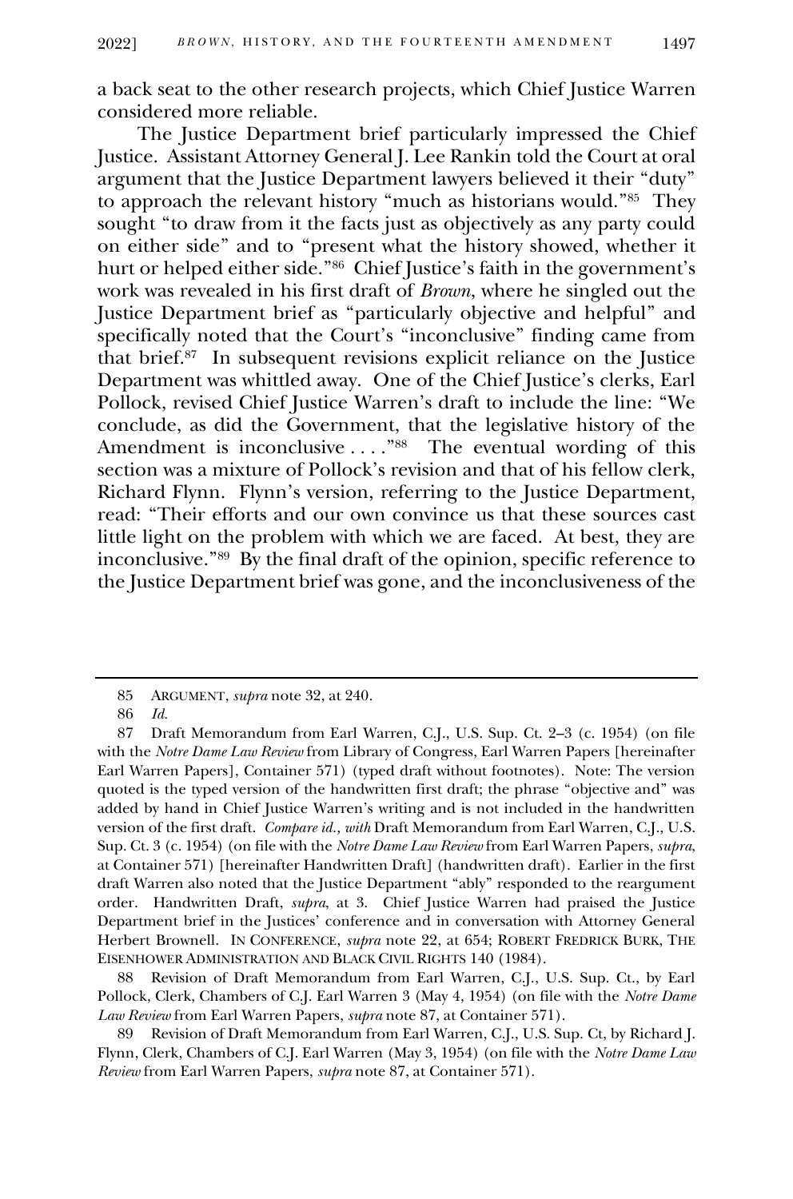a back seat to the other research projects, which Chief Justice Warren considered more reliable.

The Justice Department brief particularly impressed the Chief Justice. Assistant Attorney General J. Lee Rankin told the Court at oral argument that the Justice Department lawyers believed it their "duty" to approach the relevant history "much as historians would."[85] They sought "to draw from it the facts just as objectively as any party could on either side" and to "present what the history showed, whether it hurt or helped either side."[86] Chief Justice's faith in the government's work was revealed in his first draft of *Brown*, where he singled out the Justice Department brief as "particularly objective and helpful" and specifically noted that the Court's "inconclusive" finding came from that brief.[87] In subsequent revisions explicit reliance on the Justice Department was whittled away. One of the Chief Justice's clerks, Earl Pollock, revised Chief Justice Warren's draft to include the line: "We conclude, as did the Government, that the legislative history of the Amendment is inconclusive . . . ."[88] The eventual wording of this section was a mixture of Pollock's revision and that of his fellow clerk, Richard Flynn. Flynn's version, referring to the Justice Department, read: "Their efforts and our own convince us that these sources cast little light on the problem with which we are faced. At best, they are inconclusive."[89] By the final draft of the opinion, specific reference to the Justice Department brief was gone, and the inconclusiveness of the

---

85 ARGUMENT, *supra* note 32, at 240.

86 *Id.*

87 Draft Memorandum from Earl Warren, C.J., U.S. Sup. Ct. 2–3 (c. 1954) (on file with the *Notre Dame Law Review* from Library of Congress, Earl Warren Papers [hereinafter Earl Warren Papers], Container 571) (typed draft without footnotes). Note: The version quoted is the typed version of the handwritten first draft; the phrase "objective and" was added by hand in Chief Justice Warren's writing and is not included in the handwritten version of the first draft. *Compare id., with* Draft Memorandum from Earl Warren, C.J., U.S. Sup. Ct. 3 (c. 1954) (on file with the *Notre Dame Law Review* from Earl Warren Papers, *supra*, at Container 571) [hereinafter Handwritten Draft] (handwritten draft). Earlier in the first draft Warren also noted that the Justice Department "ably" responded to the reargument order. Handwritten Draft, *supra*, at 3. Chief Justice Warren had praised the Justice Department brief in the Justices' conference and in conversation with Attorney General Herbert Brownell. IN CONFERENCE, *supra* note 22, at 654; ROBERT FREDRICK BURK, THE EISENHOWER ADMINISTRATION AND BLACK CIVIL RIGHTS 140 (1984).

88 Revision of Draft Memorandum from Earl Warren, C.J., U.S. Sup. Ct., by Earl Pollock, Clerk, Chambers of C.J. Earl Warren 3 (May 4, 1954) (on file with the *Notre Dame Law Review* from Earl Warren Papers, *supra* note 87, at Container 571).

89 Revision of Draft Memorandum from Earl Warren, C.J., U.S. Sup. Ct, by Richard J. Flynn, Clerk, Chambers of C.J. Earl Warren (May 3, 1954) (on file with the *Notre Dame Law Review* from Earl Warren Papers, *supra* note 87, at Container 571).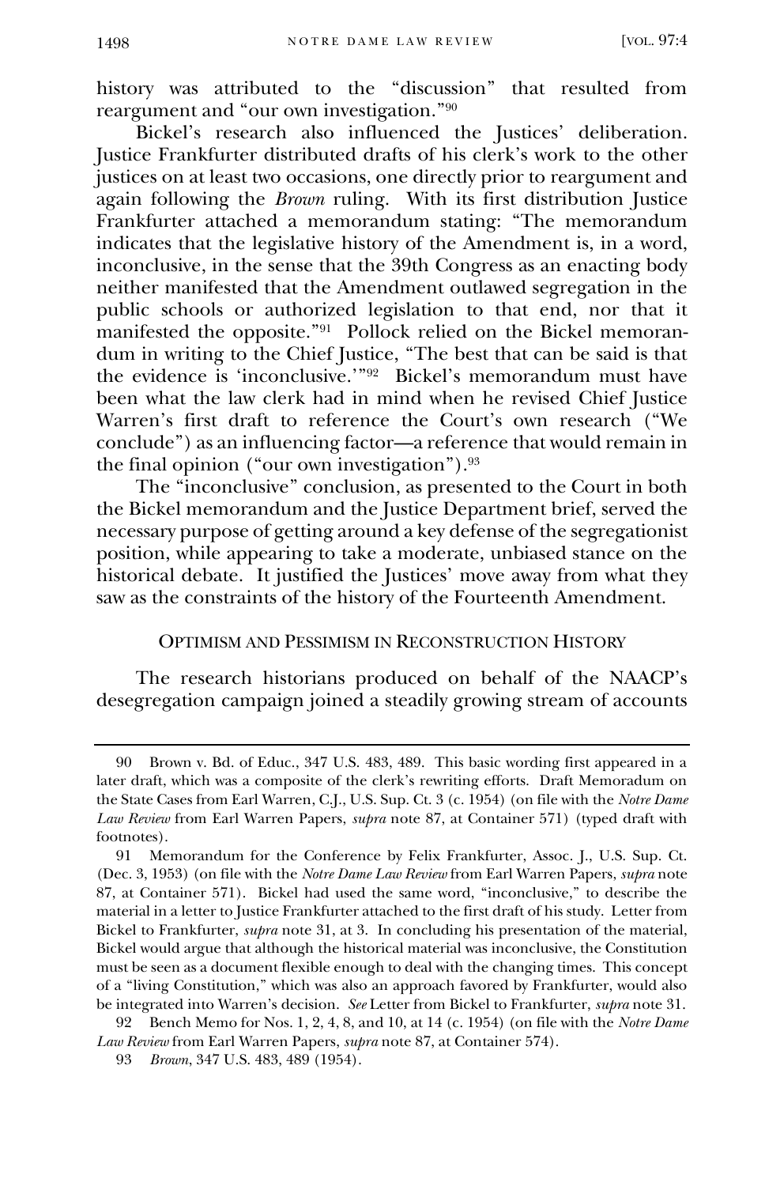history was attributed to the "discussion" that resulted from reargument and "our own investigation."[90]

Bickel's research also influenced the Justices' deliberation. Justice Frankfurter distributed drafts of his clerk's work to the other justices on at least two occasions, one directly prior to reargument and again following the *Brown* ruling. With its first distribution Justice Frankfurter attached a memorandum stating: "The memorandum indicates that the legislative history of the Amendment is, in a word, inconclusive, in the sense that the 39th Congress as an enacting body neither manifested that the Amendment outlawed segregation in the public schools or authorized legislation to that end, nor that it manifested the opposite."[91] Pollock relied on the Bickel memorandum in writing to the Chief Justice, "The best that can be said is that the evidence is 'inconclusive.'"[92] Bickel's memorandum must have been what the law clerk had in mind when he revised Chief Justice Warren's first draft to reference the Court's own research ("We conclude") as an influencing factor—a reference that would remain in the final opinion ("our own investigation").[93]

The "inconclusive" conclusion, as presented to the Court in both the Bickel memorandum and the Justice Department brief, served the necessary purpose of getting around a key defense of the segregationist position, while appearing to take a moderate, unbiased stance on the historical debate. It justified the Justices' move away from what they saw as the constraints of the history of the Fourteenth Amendment.

## Optimism and Pessimism in Reconstruction History

The research historians produced on behalf of the NAACP's desegregation campaign joined a steadily growing stream of accounts

---

90 Brown v. Bd. of Educ., 347 U.S. 483, 489. This basic wording first appeared in a later draft, which was a composite of the clerk's rewriting efforts. Draft Memoradum on the State Cases from Earl Warren, C.J., U.S. Sup. Ct. 3 (c. 1954) (on file with the *Notre Dame Law Review* from Earl Warren Papers, *supra* note 87, at Container 571) (typed draft with footnotes).

91 Memorandum for the Conference by Felix Frankfurter, Assoc. J., U.S. Sup. Ct. (Dec. 3, 1953) (on file with the *Notre Dame Law Review* from Earl Warren Papers, *supra* note 87, at Container 571). Bickel had used the same word, "inconclusive," to describe the material in a letter to Justice Frankfurter attached to the first draft of his study. Letter from Bickel to Frankfurter, *supra* note 31, at 3. In concluding his presentation of the material, Bickel would argue that although the historical material was inconclusive, the Constitution must be seen as a document flexible enough to deal with the changing times. This concept of a "living Constitution," which was also an approach favored by Frankfurter, would also be integrated into Warren's decision. *See* Letter from Bickel to Frankfurter, *supra* note 31.

92 Bench Memo for Nos. 1, 2, 4, 8, and 10, at 14 (c. 1954) (on file with the *Notre Dame Law Review* from Earl Warren Papers, *supra* note 87, at Container 574).

93 *Brown*, 347 U.S. 483, 489 (1954).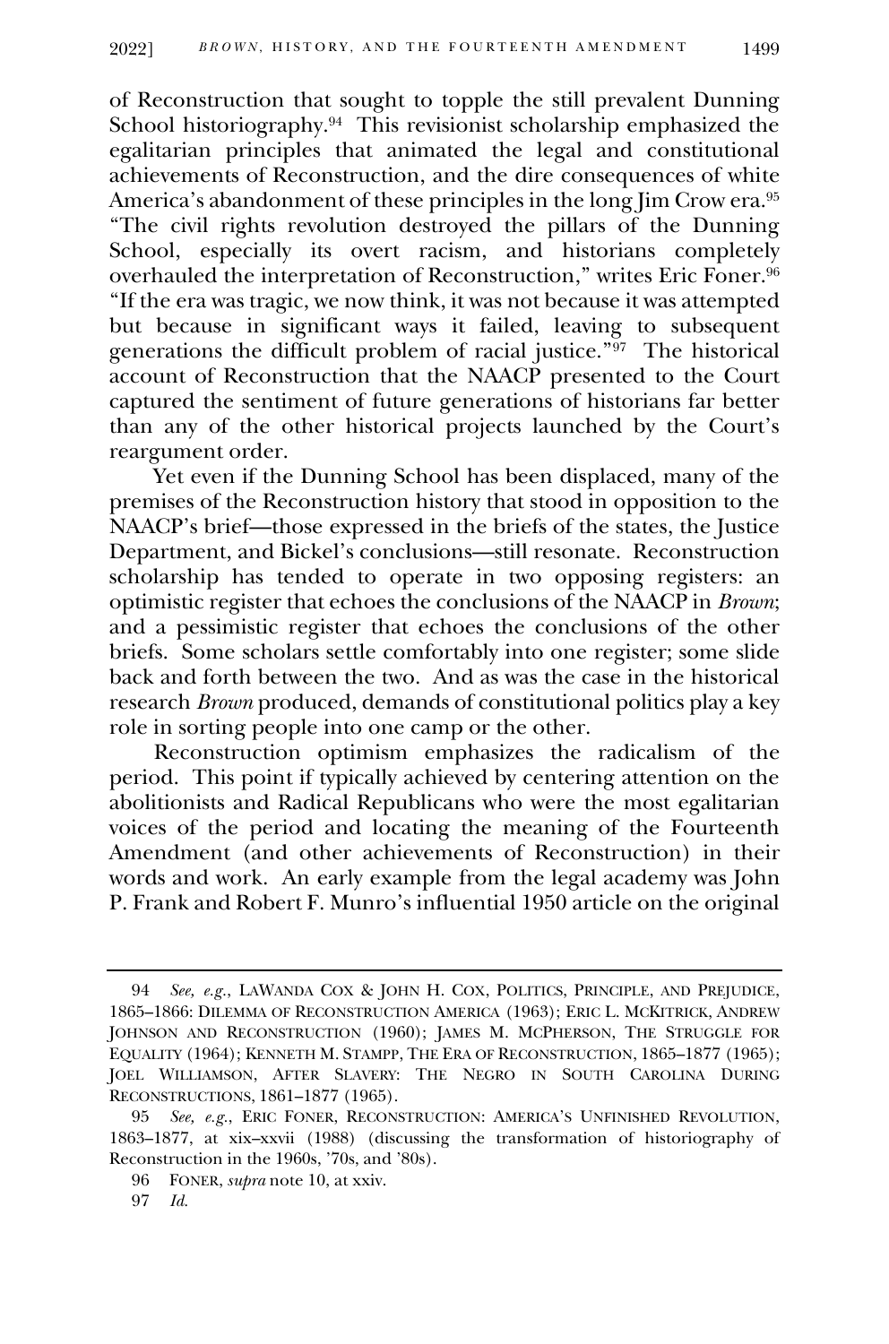of Reconstruction that sought to topple the still prevalent Dunning School historiography.[94] This revisionist scholarship emphasized the egalitarian principles that animated the legal and constitutional achievements of Reconstruction, and the dire consequences of white America's abandonment of these principles in the long Jim Crow era.[95] "The civil rights revolution destroyed the pillars of the Dunning School, especially its overt racism, and historians completely overhauled the interpretation of Reconstruction," writes Eric Foner.[96] "If the era was tragic, we now think, it was not because it was attempted but because in significant ways it failed, leaving to subsequent generations the difficult problem of racial justice."[97] The historical account of Reconstruction that the NAACP presented to the Court captured the sentiment of future generations of historians far better than any of the other historical projects launched by the Court's reargument order.

Yet even if the Dunning School has been displaced, many of the premises of the Reconstruction history that stood in opposition to the NAACP's brief—those expressed in the briefs of the states, the Justice Department, and Bickel's conclusions—still resonate. Reconstruction scholarship has tended to operate in two opposing registers: an optimistic register that echoes the conclusions of the NAACP in *Brown*; and a pessimistic register that echoes the conclusions of the other briefs. Some scholars settle comfortably into one register; some slide back and forth between the two. And as was the case in the historical research *Brown* produced, demands of constitutional politics play a key role in sorting people into one camp or the other.

Reconstruction optimism emphasizes the radicalism of the period. This point if typically achieved by centering attention on the abolitionists and Radical Republicans who were the most egalitarian voices of the period and locating the meaning of the Fourteenth Amendment (and other achievements of Reconstruction) in their words and work. An early example from the legal academy was John P. Frank and Robert F. Munro's influential 1950 article on the original

---

94 *See, e.g.*, LAWANDA COX & JOHN H. COX, POLITICS, PRINCIPLE, AND PREJUDICE, 1865–1866: DILEMMA OF RECONSTRUCTION AMERICA (1963); ERIC L. MCKITRICK, ANDREW JOHNSON AND RECONSTRUCTION (1960); JAMES M. MCPHERSON, THE STRUGGLE FOR EQUALITY (1964); KENNETH M. STAMPP, THE ERA OF RECONSTRUCTION, 1865–1877 (1965); JOEL WILLIAMSON, AFTER SLAVERY: THE NEGRO IN SOUTH CAROLINA DURING RECONSTRUCTIONS, 1861–1877 (1965).

95 *See, e.g.*, ERIC FONER, RECONSTRUCTION: AMERICA'S UNFINISHED REVOLUTION, 1863–1877, at xix–xxvii (1988) (discussing the transformation of historiography of Reconstruction in the 1960s, '70s, and '80s).

96 FONER, *supra* note 10, at xxiv.

97 *Id.*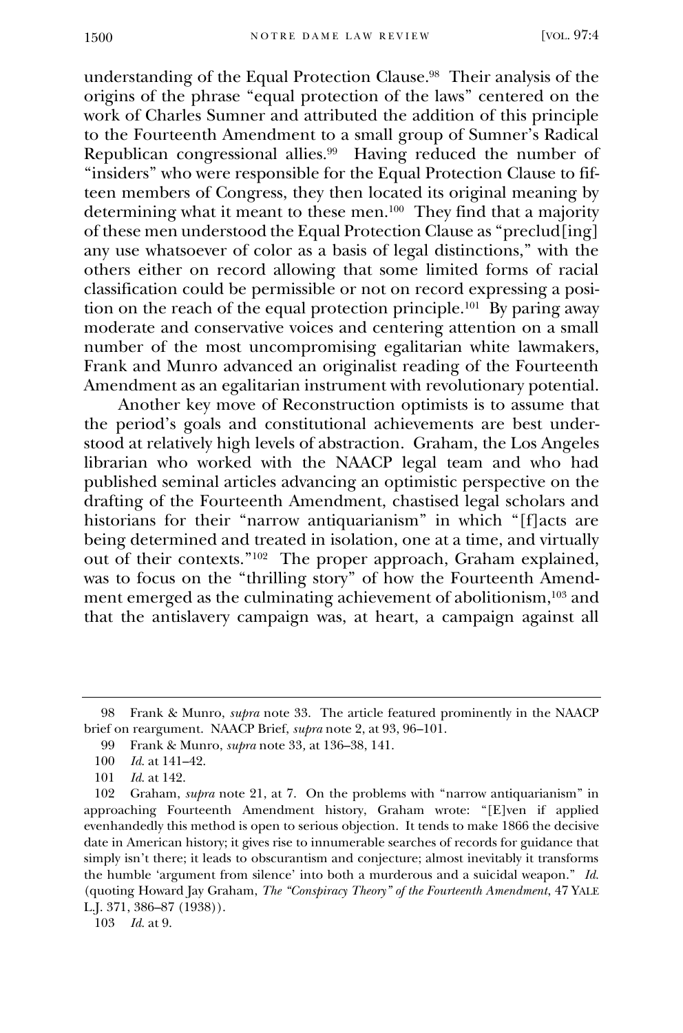understanding of the Equal Protection Clause.[98] Their analysis of the origins of the phrase "equal protection of the laws" centered on the work of Charles Sumner and attributed the addition of this principle to the Fourteenth Amendment to a small group of Sumner's Radical Republican congressional allies.[99] Having reduced the number of "insiders" who were responsible for the Equal Protection Clause to fifteen members of Congress, they then located its original meaning by determining what it meant to these men.[100] They find that a majority of these men understood the Equal Protection Clause as "preclud[ing] any use whatsoever of color as a basis of legal distinctions," with the others either on record allowing that some limited forms of racial classification could be permissible or not on record expressing a position on the reach of the equal protection principle.[101] By paring away moderate and conservative voices and centering attention on a small number of the most uncompromising egalitarian white lawmakers, Frank and Munro advanced an originalist reading of the Fourteenth Amendment as an egalitarian instrument with revolutionary potential.

Another key move of Reconstruction optimists is to assume that the period's goals and constitutional achievements are best understood at relatively high levels of abstraction. Graham, the Los Angeles librarian who worked with the NAACP legal team and who had published seminal articles advancing an optimistic perspective on the drafting of the Fourteenth Amendment, chastised legal scholars and historians for their "narrow antiquarianism" in which "[f]acts are being determined and treated in isolation, one at a time, and virtually out of their contexts."[102] The proper approach, Graham explained, was to focus on the "thrilling story" of how the Fourteenth Amendment emerged as the culminating achievement of abolitionism,[103] and that the antislavery campaign was, at heart, a campaign against all

---

98 Frank & Munro, *supra* note 33. The article featured prominently in the NAACP brief on reargument. NAACP Brief, *supra* note 2, at 93, 96–101.

99 Frank & Munro, *supra* note 33, at 136–38, 141.

100 *Id.* at 141–42.

101 *Id.* at 142.

102 Graham, *supra* note 21, at 7. On the problems with "narrow antiquarianism" in approaching Fourteenth Amendment history, Graham wrote: "[E]ven if applied evenhandedly this method is open to serious objection. It tends to make 1866 the decisive date in American history; it gives rise to innumerable searches of records for guidance that simply isn't there; it leads to obscurantism and conjecture; almost inevitably it transforms the humble 'argument from silence' into both a murderous and a suicidal weapon." *Id.* (quoting Howard Jay Graham, *The "Conspiracy Theory" of the Fourteenth Amendment*, 47 YALE L.J. 371, 386–87 (1938)).

103 *Id.* at 9.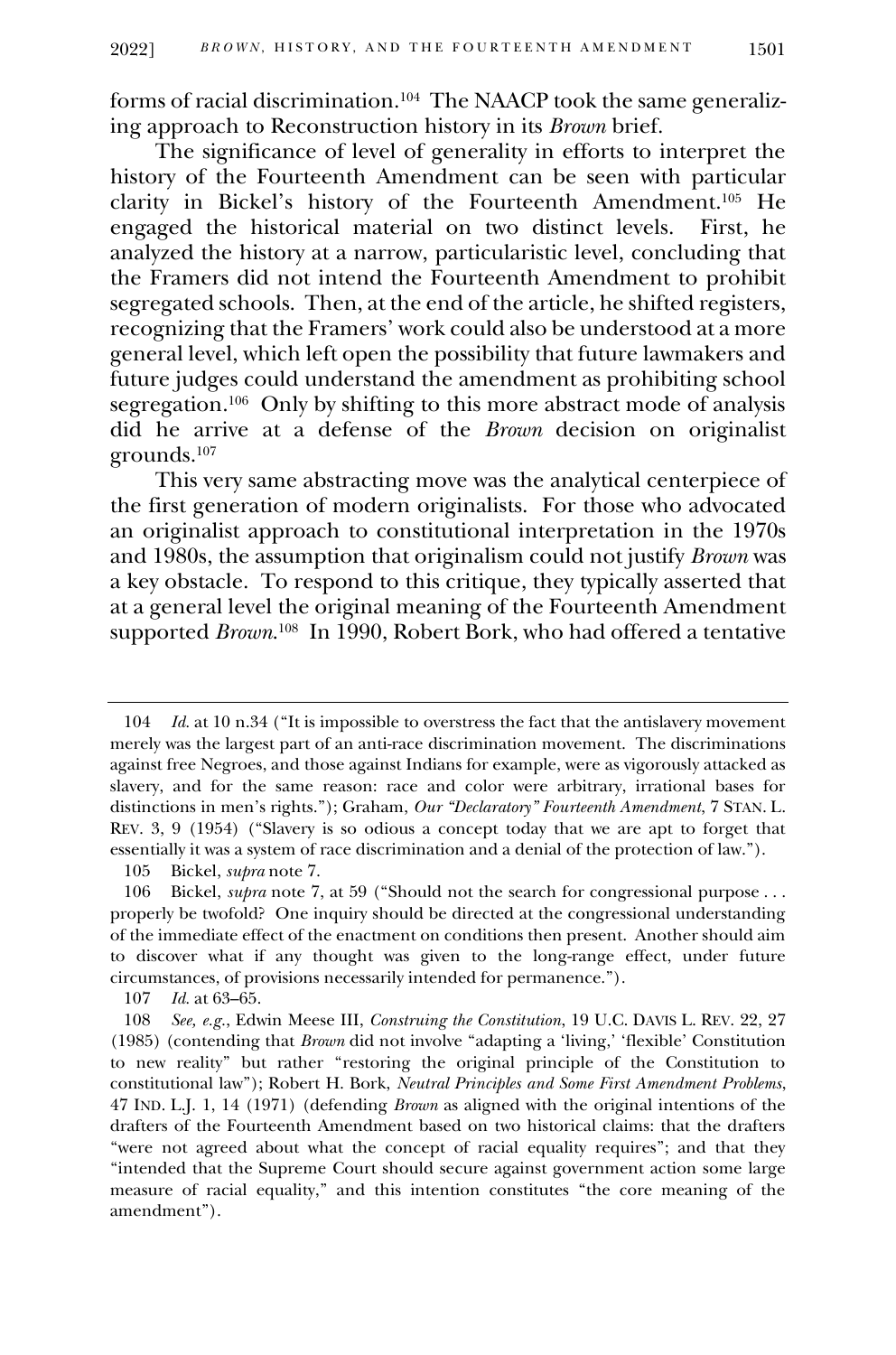forms of racial discrimination.[104] The NAACP took the same generalizing approach to Reconstruction history in its *Brown* brief.

The significance of level of generality in efforts to interpret the history of the Fourteenth Amendment can be seen with particular clarity in Bickel's history of the Fourteenth Amendment.[105] He engaged the historical material on two distinct levels. First, he analyzed the history at a narrow, particularistic level, concluding that the Framers did not intend the Fourteenth Amendment to prohibit segregated schools. Then, at the end of the article, he shifted registers, recognizing that the Framers' work could also be understood at a more general level, which left open the possibility that future lawmakers and future judges could understand the amendment as prohibiting school segregation.[106] Only by shifting to this more abstract mode of analysis did he arrive at a defense of the *Brown* decision on originalist grounds.[107]

This very same abstracting move was the analytical centerpiece of the first generation of modern originalists. For those who advocated an originalist approach to constitutional interpretation in the 1970s and 1980s, the assumption that originalism could not justify *Brown* was a key obstacle. To respond to this critique, they typically asserted that at a general level the original meaning of the Fourteenth Amendment supported *Brown*.[108] In 1990, Robert Bork, who had offered a tentative

---

104 *Id.* at 10 n.34 ("It is impossible to overstress the fact that the antislavery movement merely was the largest part of an anti-race discrimination movement. The discriminations against free Negroes, and those against Indians for example, were as vigorously attacked as slavery, and for the same reason: race and color were arbitrary, irrational bases for distinctions in men's rights."); Graham, *Our "Declaratory" Fourteenth Amendment*, 7 STAN. L. REV. 3, 9 (1954) ("Slavery is so odious a concept today that we are apt to forget that essentially it was a system of race discrimination and a denial of the protection of law.").

105 Bickel, *supra* note 7.

106 Bickel, *supra* note 7, at 59 ("Should not the search for congressional purpose . . . properly be twofold? One inquiry should be directed at the congressional understanding of the immediate effect of the enactment on conditions then present. Another should aim to discover what if any thought was given to the long-range effect, under future circumstances, of provisions necessarily intended for permanence.").

107 *Id.* at 63–65.

108 *See, e.g.*, Edwin Meese III, *Construing the Constitution*, 19 U.C. DAVIS L. REV. 22, 27 (1985) (contending that *Brown* did not involve "adapting a 'living,' 'flexible' Constitution to new reality" but rather "restoring the original principle of the Constitution to constitutional law"); Robert H. Bork, *Neutral Principles and Some First Amendment Problems*, 47 IND. L.J. 1, 14 (1971) (defending *Brown* as aligned with the original intentions of the drafters of the Fourteenth Amendment based on two historical claims: that the drafters "were not agreed about what the concept of racial equality requires"; and that they "intended that the Supreme Court should secure against government action some large measure of racial equality," and this intention constitutes "the core meaning of the amendment").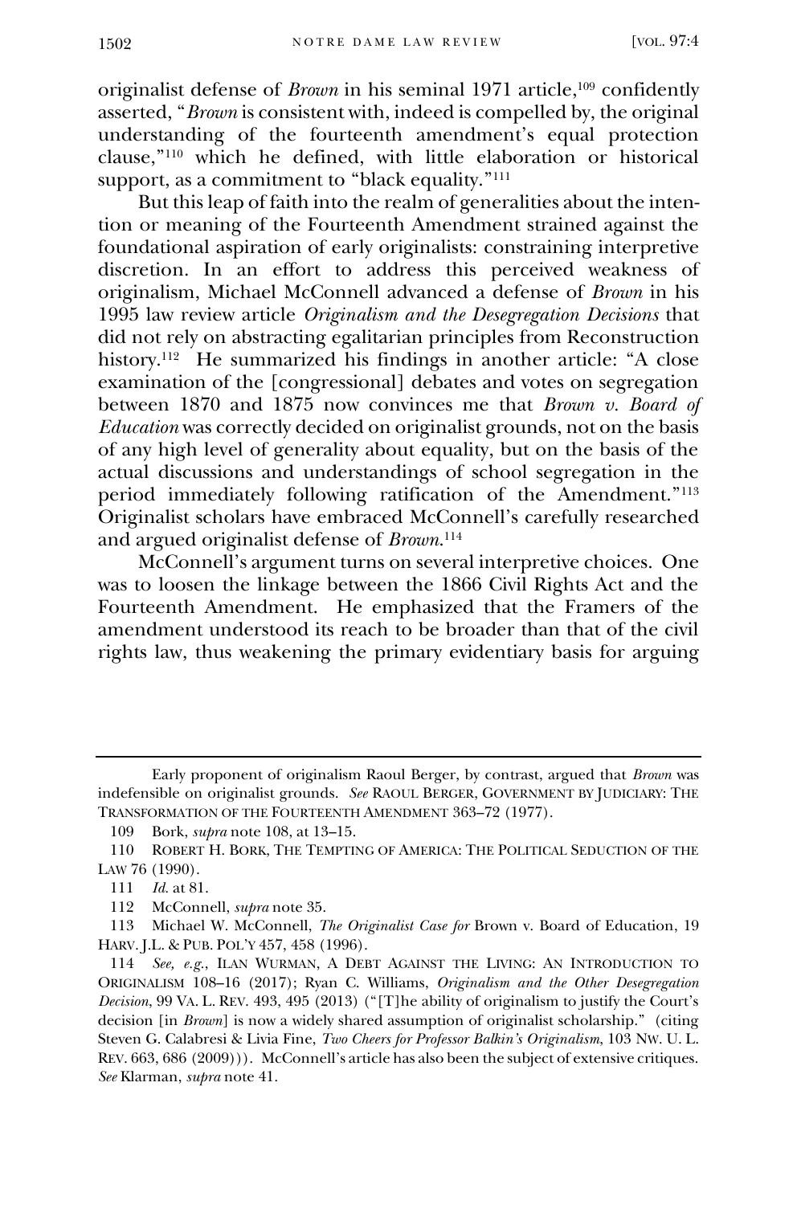originalist defense of *Brown* in his seminal 1971 article,[109] confidently asserted, "*Brown* is consistent with, indeed is compelled by, the original understanding of the fourteenth amendment's equal protection clause,"[110] which he defined, with little elaboration or historical support, as a commitment to "black equality."[111]

But this leap of faith into the realm of generalities about the intention or meaning of the Fourteenth Amendment strained against the foundational aspiration of early originalists: constraining interpretive discretion. In an effort to address this perceived weakness of originalism, Michael McConnell advanced a defense of *Brown* in his 1995 law review article *Originalism and the Desegregation Decisions* that did not rely on abstracting egalitarian principles from Reconstruction history.[112] He summarized his findings in another article: "A close examination of the [congressional] debates and votes on segregation between 1870 and 1875 now convinces me that *Brown v. Board of Education* was correctly decided on originalist grounds, not on the basis of any high level of generality about equality, but on the basis of the actual discussions and understandings of school segregation in the period immediately following ratification of the Amendment."[113] Originalist scholars have embraced McConnell's carefully researched and argued originalist defense of *Brown*.[114]

McConnell's argument turns on several interpretive choices. One was to loosen the linkage between the 1866 Civil Rights Act and the Fourteenth Amendment. He emphasized that the Framers of the amendment understood its reach to be broader than that of the civil rights law, thus weakening the primary evidentiary basis for arguing

---

Early proponent of originalism Raoul Berger, by contrast, argued that *Brown* was indefensible on originalist grounds. *See* RAOUL BERGER, GOVERNMENT BY JUDICIARY: THE TRANSFORMATION OF THE FOURTEENTH AMENDMENT 363–72 (1977).

109 Bork, *supra* note 108, at 13–15.

110 ROBERT H. BORK, THE TEMPTING OF AMERICA: THE POLITICAL SEDUCTION OF THE LAW 76 (1990).

111 *Id.* at 81.

112 McConnell, *supra* note 35.

113 Michael W. McConnell, *The Originalist Case for* Brown v. Board of Education, 19 HARV. J.L. & PUB. POL'Y 457, 458 (1996).

114 *See, e.g.*, ILAN WURMAN, A DEBT AGAINST THE LIVING: AN INTRODUCTION TO ORIGINALISM 108–16 (2017); Ryan C. Williams, *Originalism and the Other Desegregation Decision*, 99 VA. L. REV. 493, 495 (2013) ("[T]he ability of originalism to justify the Court's decision [in *Brown*] is now a widely shared assumption of originalist scholarship." (citing Steven G. Calabresi & Livia Fine, *Two Cheers for Professor Balkin's Originalism*, 103 NW. U. L. REV. 663, 686 (2009))). McConnell's article has also been the subject of extensive critiques. *See* Klarman, *supra* note 41.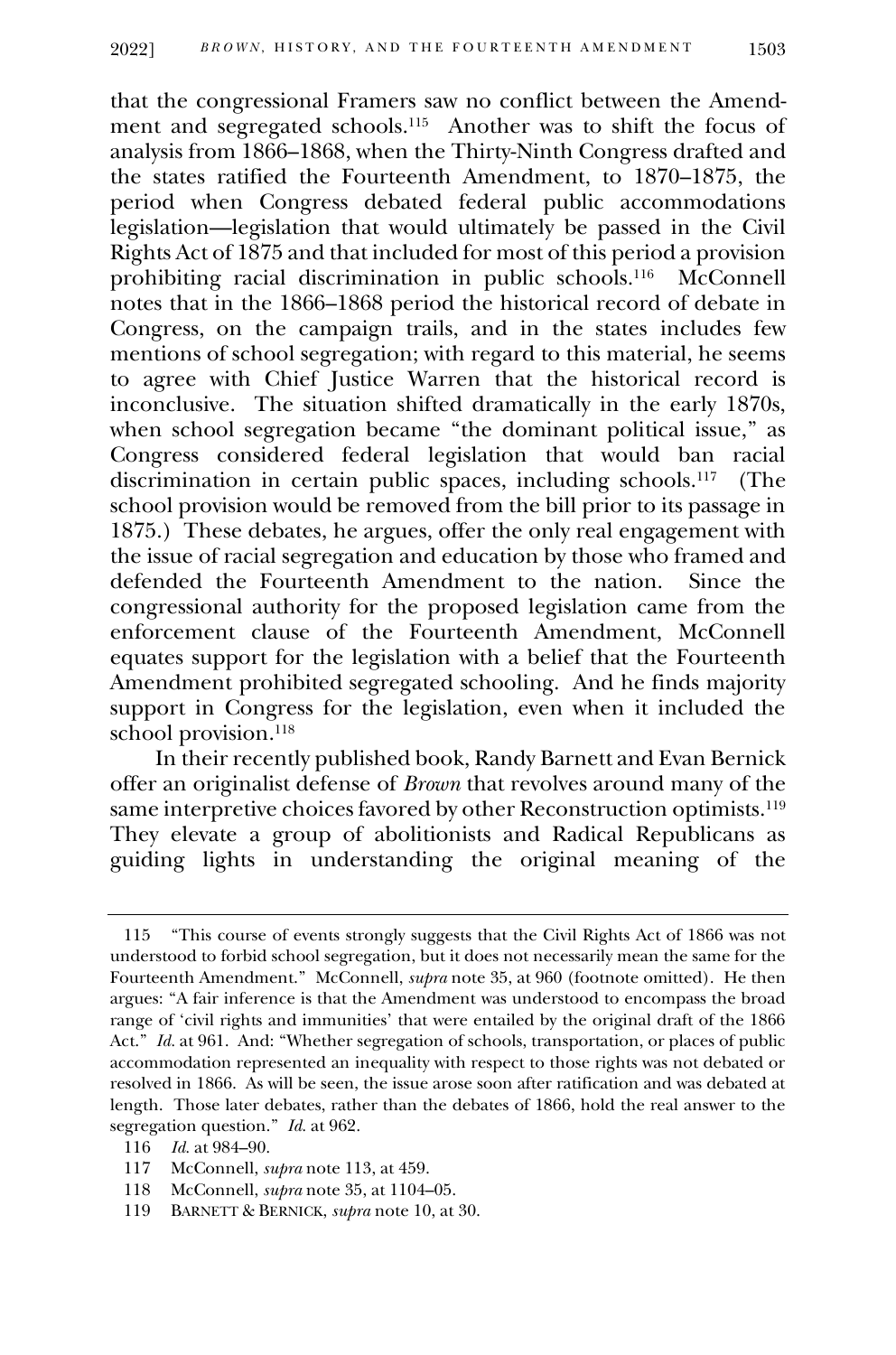that the congressional Framers saw no conflict between the Amendment and segregated schools.[115] Another was to shift the focus of analysis from 1866–1868, when the Thirty-Ninth Congress drafted and the states ratified the Fourteenth Amendment, to 1870–1875, the period when Congress debated federal public accommodations legislation—legislation that would ultimately be passed in the Civil Rights Act of 1875 and that included for most of this period a provision prohibiting racial discrimination in public schools.[116] McConnell notes that in the 1866–1868 period the historical record of debate in Congress, on the campaign trails, and in the states includes few mentions of school segregation; with regard to this material, he seems to agree with Chief Justice Warren that the historical record is inconclusive. The situation shifted dramatically in the early 1870s, when school segregation became "the dominant political issue," as Congress considered federal legislation that would ban racial discrimination in certain public spaces, including schools.[117] (The school provision would be removed from the bill prior to its passage in 1875.) These debates, he argues, offer the only real engagement with the issue of racial segregation and education by those who framed and defended the Fourteenth Amendment to the nation. Since the congressional authority for the proposed legislation came from the enforcement clause of the Fourteenth Amendment, McConnell equates support for the legislation with a belief that the Fourteenth Amendment prohibited segregated schooling. And he finds majority support in Congress for the legislation, even when it included the school provision.[118]

In their recently published book, Randy Barnett and Evan Bernick offer an originalist defense of *Brown* that revolves around many of the same interpretive choices favored by other Reconstruction optimists.[119] They elevate a group of abolitionists and Radical Republicans as guiding lights in understanding the original meaning of the

---

115 "This course of events strongly suggests that the Civil Rights Act of 1866 was not understood to forbid school segregation, but it does not necessarily mean the same for the Fourteenth Amendment." McConnell, *supra* note 35, at 960 (footnote omitted). He then argues: "A fair inference is that the Amendment was understood to encompass the broad range of 'civil rights and immunities' that were entailed by the original draft of the 1866 Act." *Id.* at 961. And: "Whether segregation of schools, transportation, or places of public accommodation represented an inequality with respect to those rights was not debated or resolved in 1866. As will be seen, the issue arose soon after ratification and was debated at length. Those later debates, rather than the debates of 1866, hold the real answer to the segregation question." *Id.* at 962.

116 *Id.* at 984–90.

117 McConnell, *supra* note 113, at 459.

118 McConnell, *supra* note 35, at 1104–05.

119 BARNETT & BERNICK, *supra* note 10, at 30.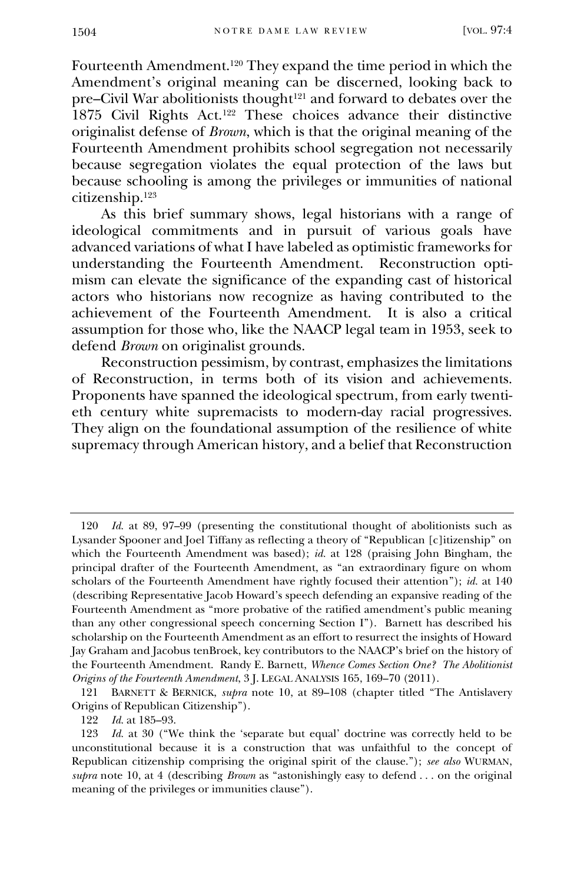Fourteenth Amendment.[120] They expand the time period in which the Amendment's original meaning can be discerned, looking back to pre–Civil War abolitionists thought[121] and forward to debates over the 1875 Civil Rights Act.[122] These choices advance their distinctive originalist defense of *Brown*, which is that the original meaning of the Fourteenth Amendment prohibits school segregation not necessarily because segregation violates the equal protection of the laws but because schooling is among the privileges or immunities of national citizenship.[123]

As this brief summary shows, legal historians with a range of ideological commitments and in pursuit of various goals have advanced variations of what I have labeled as optimistic frameworks for understanding the Fourteenth Amendment. Reconstruction optimism can elevate the significance of the expanding cast of historical actors who historians now recognize as having contributed to the achievement of the Fourteenth Amendment. It is also a critical assumption for those who, like the NAACP legal team in 1953, seek to defend *Brown* on originalist grounds.

Reconstruction pessimism, by contrast, emphasizes the limitations of Reconstruction, in terms both of its vision and achievements. Proponents have spanned the ideological spectrum, from early twentieth century white supremacists to modern-day racial progressives. They align on the foundational assumption of the resilience of white supremacy through American history, and a belief that Reconstruction

---

120 *Id.* at 89, 97–99 (presenting the constitutional thought of abolitionists such as Lysander Spooner and Joel Tiffany as reflecting a theory of "Republican [c]itizenship" on which the Fourteenth Amendment was based); *id.* at 128 (praising John Bingham, the principal drafter of the Fourteenth Amendment, as "an extraordinary figure on whom scholars of the Fourteenth Amendment have rightly focused their attention"); *id.* at 140 (describing Representative Jacob Howard's speech defending an expansive reading of the Fourteenth Amendment as "more probative of the ratified amendment's public meaning than any other congressional speech concerning Section I"). Barnett has described his scholarship on the Fourteenth Amendment as an effort to resurrect the insights of Howard Jay Graham and Jacobus tenBroek, key contributors to the NAACP's brief on the history of the Fourteenth Amendment. Randy E. Barnett, *Whence Comes Section One? The Abolitionist Origins of the Fourteenth Amendment*, 3 J. LEGAL ANALYSIS 165, 169–70 (2011).

121 BARNETT & BERNICK, *supra* note 10, at 89–108 (chapter titled "The Antislavery Origins of Republican Citizenship").

122 *Id.* at 185–93.

123 *Id.* at 30 ("We think the 'separate but equal' doctrine was correctly held to be unconstitutional because it is a construction that was unfaithful to the concept of Republican citizenship comprising the original spirit of the clause."); *see also* WURMAN, *supra* note 10, at 4 (describing *Brown* as "astonishingly easy to defend . . . on the original meaning of the privileges or immunities clause").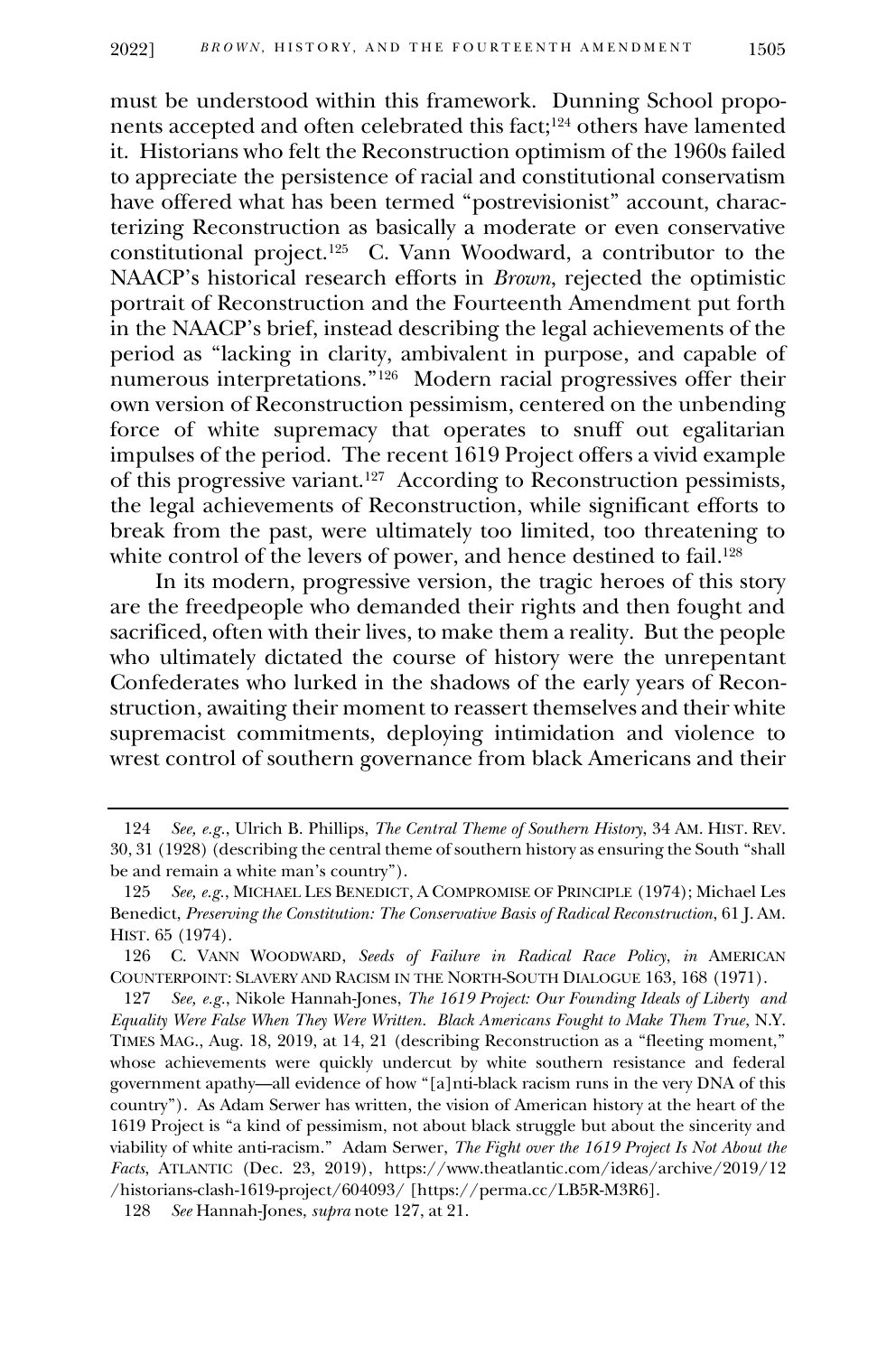must be understood within this framework. Dunning School proponents accepted and often celebrated this fact;[124] others have lamented it. Historians who felt the Reconstruction optimism of the 1960s failed to appreciate the persistence of racial and constitutional conservatism have offered what has been termed "postrevisionist" account, characterizing Reconstruction as basically a moderate or even conservative constitutional project.[125] C. Vann Woodward, a contributor to the NAACP's historical research efforts in *Brown*, rejected the optimistic portrait of Reconstruction and the Fourteenth Amendment put forth in the NAACP's brief, instead describing the legal achievements of the period as "lacking in clarity, ambivalent in purpose, and capable of numerous interpretations."[126] Modern racial progressives offer their own version of Reconstruction pessimism, centered on the unbending force of white supremacy that operates to snuff out egalitarian impulses of the period. The recent 1619 Project offers a vivid example of this progressive variant.[127] According to Reconstruction pessimists, the legal achievements of Reconstruction, while significant efforts to break from the past, were ultimately too limited, too threatening to white control of the levers of power, and hence destined to fail.[128]

In its modern, progressive version, the tragic heroes of this story are the freedpeople who demanded their rights and then fought and sacrificed, often with their lives, to make them a reality. But the people who ultimately dictated the course of history were the unrepentant Confederates who lurked in the shadows of the early years of Reconstruction, awaiting their moment to reassert themselves and their white supremacist commitments, deploying intimidation and violence to wrest control of southern governance from black Americans and their

---

124 *See, e.g.*, Ulrich B. Phillips, *The Central Theme of Southern History*, 34 AM. HIST. REV. 30, 31 (1928) (describing the central theme of southern history as ensuring the South "shall be and remain a white man's country").

125 *See, e.g.*, MICHAEL LES BENEDICT, A COMPROMISE OF PRINCIPLE (1974); Michael Les Benedict, *Preserving the Constitution: The Conservative Basis of Radical Reconstruction*, 61 J. AM. HIST. 65 (1974).

126 C. VANN WOODWARD, *Seeds of Failure in Radical Race Policy*, *in* AMERICAN COUNTERPOINT: SLAVERY AND RACISM IN THE NORTH-SOUTH DIALOGUE 163, 168 (1971).

127 *See, e.g.*, Nikole Hannah-Jones, *The 1619 Project: Our Founding Ideals of Liberty and Equality Were False When They Were Written. Black Americans Fought to Make Them True*, N.Y. TIMES MAG., Aug. 18, 2019, at 14, 21 (describing Reconstruction as a "fleeting moment," whose achievements were quickly undercut by white southern resistance and federal government apathy—all evidence of how "[a]nti-black racism runs in the very DNA of this country"). As Adam Serwer has written, the vision of American history at the heart of the 1619 Project is "a kind of pessimism, not about black struggle but about the sincerity and viability of white anti-racism." Adam Serwer, *The Fight over the 1619 Project Is Not About the Facts*, ATLANTIC (Dec. 23, 2019), https://www.theatlantic.com/ideas/archive/2019/12/historians-clash-1619-project/604093/ [https://perma.cc/LB5R-M3R6].

128 *See* Hannah-Jones, *supra* note 127, at 21.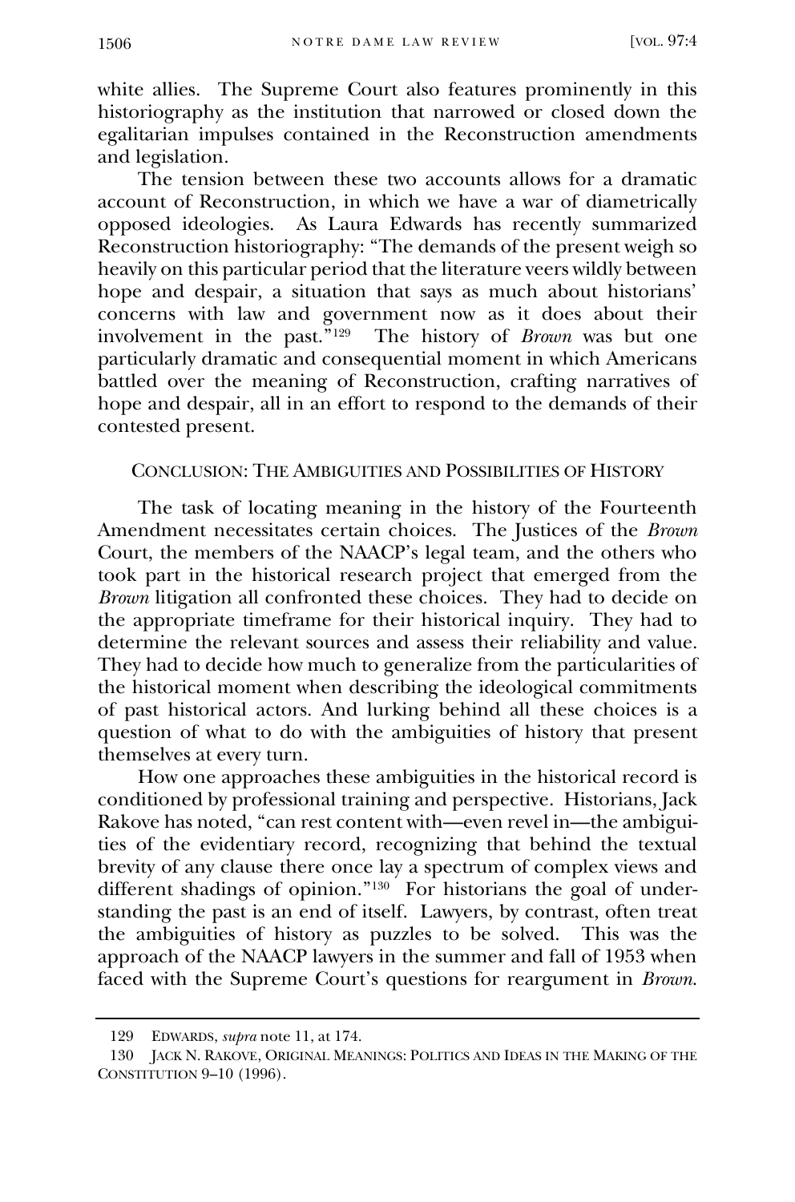white allies. The Supreme Court also features prominently in this historiography as the institution that narrowed or closed down the egalitarian impulses contained in the Reconstruction amendments and legislation.

The tension between these two accounts allows for a dramatic account of Reconstruction, in which we have a war of diametrically opposed ideologies. As Laura Edwards has recently summarized Reconstruction historiography: "The demands of the present weigh so heavily on this particular period that the literature veers wildly between hope and despair, a situation that says as much about historians' concerns with law and government now as it does about their involvement in the past."[129] The history of *Brown* was but one particularly dramatic and consequential moment in which Americans battled over the meaning of Reconstruction, crafting narratives of hope and despair, all in an effort to respond to the demands of their contested present.

## Conclusion: The Ambiguities and Possibilities of History

The task of locating meaning in the history of the Fourteenth Amendment necessitates certain choices. The Justices of the *Brown* Court, the members of the NAACP's legal team, and the others who took part in the historical research project that emerged from the *Brown* litigation all confronted these choices. They had to decide on the appropriate timeframe for their historical inquiry. They had to determine the relevant sources and assess their reliability and value. They had to decide how much to generalize from the particularities of the historical moment when describing the ideological commitments of past historical actors. And lurking behind all these choices is a question of what to do with the ambiguities of history that present themselves at every turn.

How one approaches these ambiguities in the historical record is conditioned by professional training and perspective. Historians, Jack Rakove has noted, "can rest content with—even revel in—the ambiguities of the evidentiary record, recognizing that behind the textual brevity of any clause there once lay a spectrum of complex views and different shadings of opinion."[130] For historians the goal of understanding the past is an end of itself. Lawyers, by contrast, often treat the ambiguities of history as puzzles to be solved. This was the approach of the NAACP lawyers in the summer and fall of 1953 when faced with the Supreme Court's questions for reargument in *Brown*.

---

129 Edwards, *supra* note 11, at 174.

130 Jack N. Rakove, Original Meanings: Politics and Ideas in the Making of the Constitution 9–10 (1996).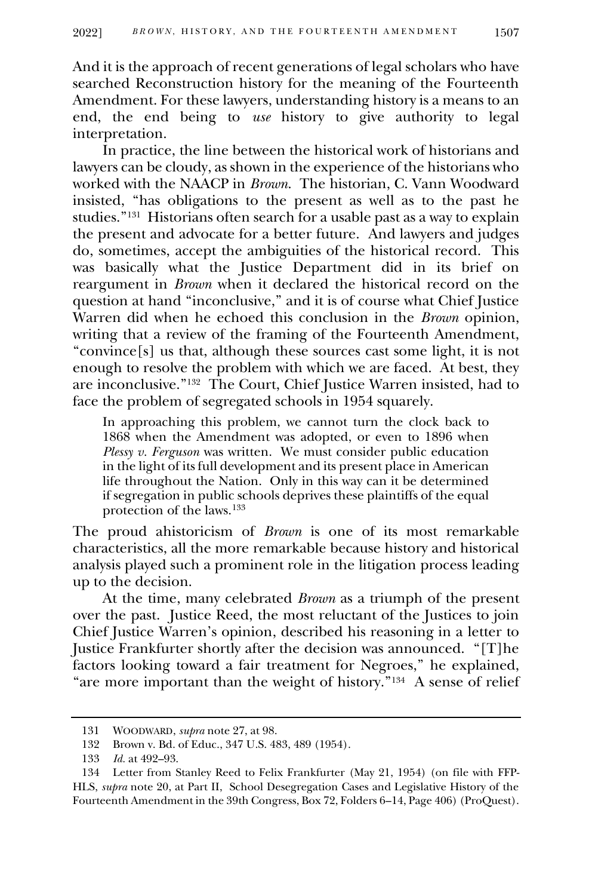And it is the approach of recent generations of legal scholars who have searched Reconstruction history for the meaning of the Fourteenth Amendment. For these lawyers, understanding history is a means to an end, the end being to *use* history to give authority to legal interpretation.

In practice, the line between the historical work of historians and lawyers can be cloudy, as shown in the experience of the historians who worked with the NAACP in *Brown*. The historian, C. Vann Woodward insisted, "has obligations to the present as well as to the past he studies."[131] Historians often search for a usable past as a way to explain the present and advocate for a better future. And lawyers and judges do, sometimes, accept the ambiguities of the historical record. This was basically what the Justice Department did in its brief on reargument in *Brown* when it declared the historical record on the question at hand "inconclusive," and it is of course what Chief Justice Warren did when he echoed this conclusion in the *Brown* opinion, writing that a review of the framing of the Fourteenth Amendment, "convince[s] us that, although these sources cast some light, it is not enough to resolve the problem with which we are faced. At best, they are inconclusive."[132] The Court, Chief Justice Warren insisted, had to face the problem of segregated schools in 1954 squarely.

> In approaching this problem, we cannot turn the clock back to 1868 when the Amendment was adopted, or even to 1896 when *Plessy v. Ferguson* was written. We must consider public education in the light of its full development and its present place in American life throughout the Nation. Only in this way can it be determined if segregation in public schools deprives these plaintiffs of the equal protection of the laws.[133]

The proud ahistoricism of *Brown* is one of its most remarkable characteristics, all the more remarkable because history and historical analysis played such a prominent role in the litigation process leading up to the decision.

At the time, many celebrated *Brown* as a triumph of the present over the past. Justice Reed, the most reluctant of the Justices to join Chief Justice Warren's opinion, described his reasoning in a letter to Justice Frankfurter shortly after the decision was announced. "[T]he factors looking toward a fair treatment for Negroes," he explained, "are more important than the weight of history."[134] A sense of relief

---

131 WOODWARD, *supra* note 27, at 98.

132 Brown v. Bd. of Educ., 347 U.S. 483, 489 (1954).

133 *Id.* at 492–93.

134 Letter from Stanley Reed to Felix Frankfurter (May 21, 1954) (on file with FFP-HLS, *supra* note 20, at Part II, School Desegregation Cases and Legislative History of the Fourteenth Amendment in the 39th Congress, Box 72, Folders 6–14, Page 406) (ProQuest).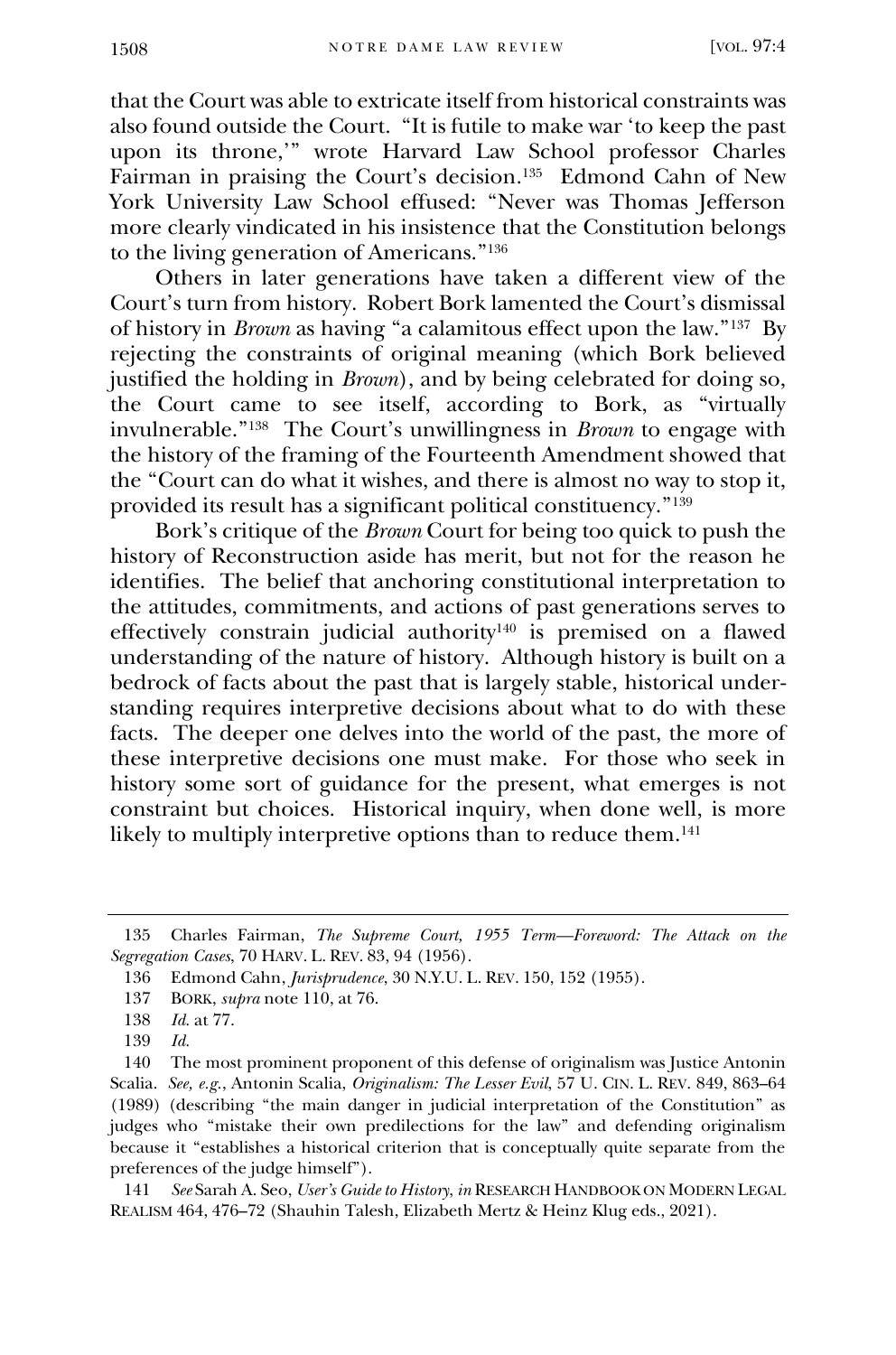that the Court was able to extricate itself from historical constraints was also found outside the Court. "It is futile to make war 'to keep the past upon its throne,'" wrote Harvard Law School professor Charles Fairman in praising the Court's decision.[135] Edmond Cahn of New York University Law School effused: "Never was Thomas Jefferson more clearly vindicated in his insistence that the Constitution belongs to the living generation of Americans."[136]

Others in later generations have taken a different view of the Court's turn from history. Robert Bork lamented the Court's dismissal of history in *Brown* as having "a calamitous effect upon the law."[137] By rejecting the constraints of original meaning (which Bork believed justified the holding in *Brown*), and by being celebrated for doing so, the Court came to see itself, according to Bork, as "virtually invulnerable."[138] The Court's unwillingness in *Brown* to engage with the history of the framing of the Fourteenth Amendment showed that the "Court can do what it wishes, and there is almost no way to stop it, provided its result has a significant political constituency."[139]

Bork's critique of the *Brown* Court for being too quick to push the history of Reconstruction aside has merit, but not for the reason he identifies. The belief that anchoring constitutional interpretation to the attitudes, commitments, and actions of past generations serves to effectively constrain judicial authority[140] is premised on a flawed understanding of the nature of history. Although history is built on a bedrock of facts about the past that is largely stable, historical understanding requires interpretive decisions about what to do with these facts. The deeper one delves into the world of the past, the more of these interpretive decisions one must make. For those who seek in history some sort of guidance for the present, what emerges is not constraint but choices. Historical inquiry, when done well, is more likely to multiply interpretive options than to reduce them.[141]

---

135 Charles Fairman, *The Supreme Court, 1955 Term—Foreword: The Attack on the Segregation Cases*, 70 HARV. L. REV. 83, 94 (1956).

136 Edmond Cahn, *Jurisprudence*, 30 N.Y.U. L. REV. 150, 152 (1955).

137 BORK, *supra* note 110, at 76.

138 *Id.* at 77.

139 *Id.*

140 The most prominent proponent of this defense of originalism was Justice Antonin Scalia. *See, e.g.*, Antonin Scalia, *Originalism: The Lesser Evil*, 57 U. CIN. L. REV. 849, 863–64 (1989) (describing "the main danger in judicial interpretation of the Constitution" as judges who "mistake their own predilections for the law" and defending originalism because it "establishes a historical criterion that is conceptually quite separate from the preferences of the judge himself").

141 *See* Sarah A. Seo, *User's Guide to History*, *in* RESEARCH HANDBOOK ON MODERN LEGAL REALISM 464, 476–72 (Shauhin Talesh, Elizabeth Mertz & Heinz Klug eds., 2021).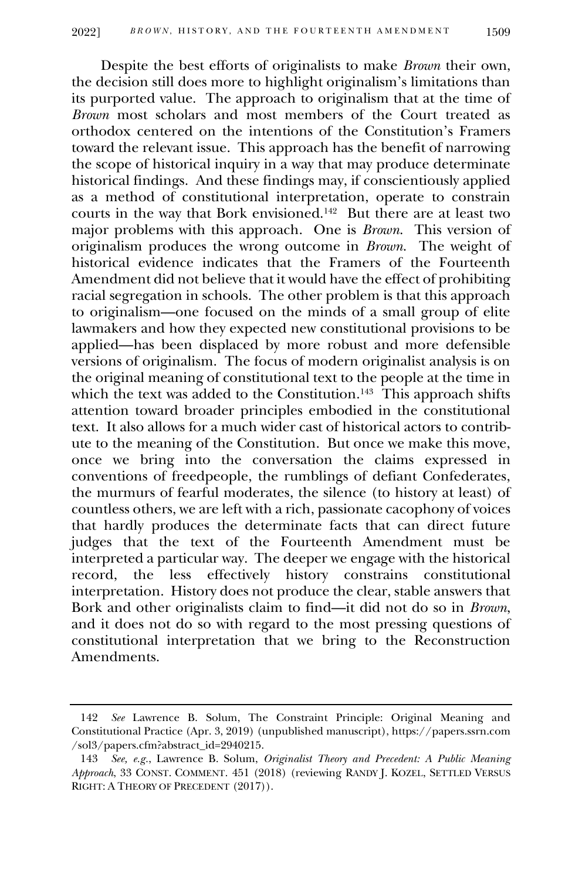Despite the best efforts of originalists to make *Brown* their own, the decision still does more to highlight originalism's limitations than its purported value. The approach to originalism that at the time of *Brown* most scholars and most members of the Court treated as orthodox centered on the intentions of the Constitution's Framers toward the relevant issue. This approach has the benefit of narrowing the scope of historical inquiry in a way that may produce determinate historical findings. And these findings may, if conscientiously applied as a method of constitutional interpretation, operate to constrain courts in the way that Bork envisioned.[142] But there are at least two major problems with this approach. One is *Brown*. This version of originalism produces the wrong outcome in *Brown*. The weight of historical evidence indicates that the Framers of the Fourteenth Amendment did not believe that it would have the effect of prohibiting racial segregation in schools. The other problem is that this approach to originalism—one focused on the minds of a small group of elite lawmakers and how they expected new constitutional provisions to be applied—has been displaced by more robust and more defensible versions of originalism. The focus of modern originalist analysis is on the original meaning of constitutional text to the people at the time in which the text was added to the Constitution.[143] This approach shifts attention toward broader principles embodied in the constitutional text. It also allows for a much wider cast of historical actors to contribute to the meaning of the Constitution. But once we make this move, once we bring into the conversation the claims expressed in conventions of freedpeople, the rumblings of defiant Confederates, the murmurs of fearful moderates, the silence (to history at least) of countless others, we are left with a rich, passionate cacophony of voices that hardly produces the determinate facts that can direct future judges that the text of the Fourteenth Amendment must be interpreted a particular way. The deeper we engage with the historical record, the less effectively history constrains constitutional interpretation. History does not produce the clear, stable answers that Bork and other originalists claim to find—it did not do so in *Brown*, and it does not do so with regard to the most pressing questions of constitutional interpretation that we bring to the Reconstruction Amendments.

---

142 *See* Lawrence B. Solum, The Constraint Principle: Original Meaning and Constitutional Practice (Apr. 3, 2019) (unpublished manuscript), https://papers.ssrn.com/sol3/papers.cfm?abstract_id=2940215.

143 *See, e.g.*, Lawrence B. Solum, *Originalist Theory and Precedent: A Public Meaning Approach*, 33 CONST. COMMENT. 451 (2018) (reviewing RANDY J. KOZEL, SETTLED VERSUS RIGHT: A THEORY OF PRECEDENT (2017)).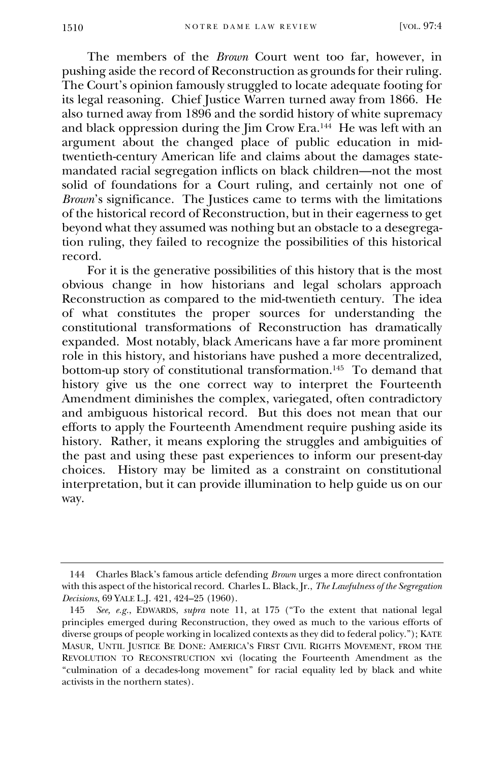The members of the *Brown* Court went too far, however, in pushing aside the record of Reconstruction as grounds for their ruling. The Court's opinion famously struggled to locate adequate footing for its legal reasoning. Chief Justice Warren turned away from 1866. He also turned away from 1896 and the sordid history of white supremacy and black oppression during the Jim Crow Era.[144] He was left with an argument about the changed place of public education in mid-twentieth-century American life and claims about the damages state-mandated racial segregation inflicts on black children—not the most solid of foundations for a Court ruling, and certainly not one of *Brown*'s significance. The Justices came to terms with the limitations of the historical record of Reconstruction, but in their eagerness to get beyond what they assumed was nothing but an obstacle to a desegregation ruling, they failed to recognize the possibilities of this historical record.

For it is the generative possibilities of this history that is the most obvious change in how historians and legal scholars approach Reconstruction as compared to the mid-twentieth century. The idea of what constitutes the proper sources for understanding the constitutional transformations of Reconstruction has dramatically expanded. Most notably, black Americans have a far more prominent role in this history, and historians have pushed a more decentralized, bottom-up story of constitutional transformation.[145] To demand that history give us the one correct way to interpret the Fourteenth Amendment diminishes the complex, variegated, often contradictory and ambiguous historical record. But this does not mean that our efforts to apply the Fourteenth Amendment require pushing aside its history. Rather, it means exploring the struggles and ambiguities of the past and using these past experiences to inform our present-day choices. History may be limited as a constraint on constitutional interpretation, but it can provide illumination to help guide us on our way.

---

144 Charles Black's famous article defending *Brown* urges a more direct confrontation with this aspect of the historical record. Charles L. Black, Jr., *The Lawfulness of the Segregation Decisions*, 69 YALE L.J. 421, 424–25 (1960).

145 *See, e.g.*, EDWARDS, *supra* note 11, at 175 ("To the extent that national legal principles emerged during Reconstruction, they owed as much to the various efforts of diverse groups of people working in localized contexts as they did to federal policy."); KATE MASUR, UNTIL JUSTICE BE DONE: AMERICA'S FIRST CIVIL RIGHTS MOVEMENT, FROM THE REVOLUTION TO RECONSTRUCTION xvi (locating the Fourteenth Amendment as the "culmination of a decades-long movement" for racial equality led by black and white activists in the northern states).